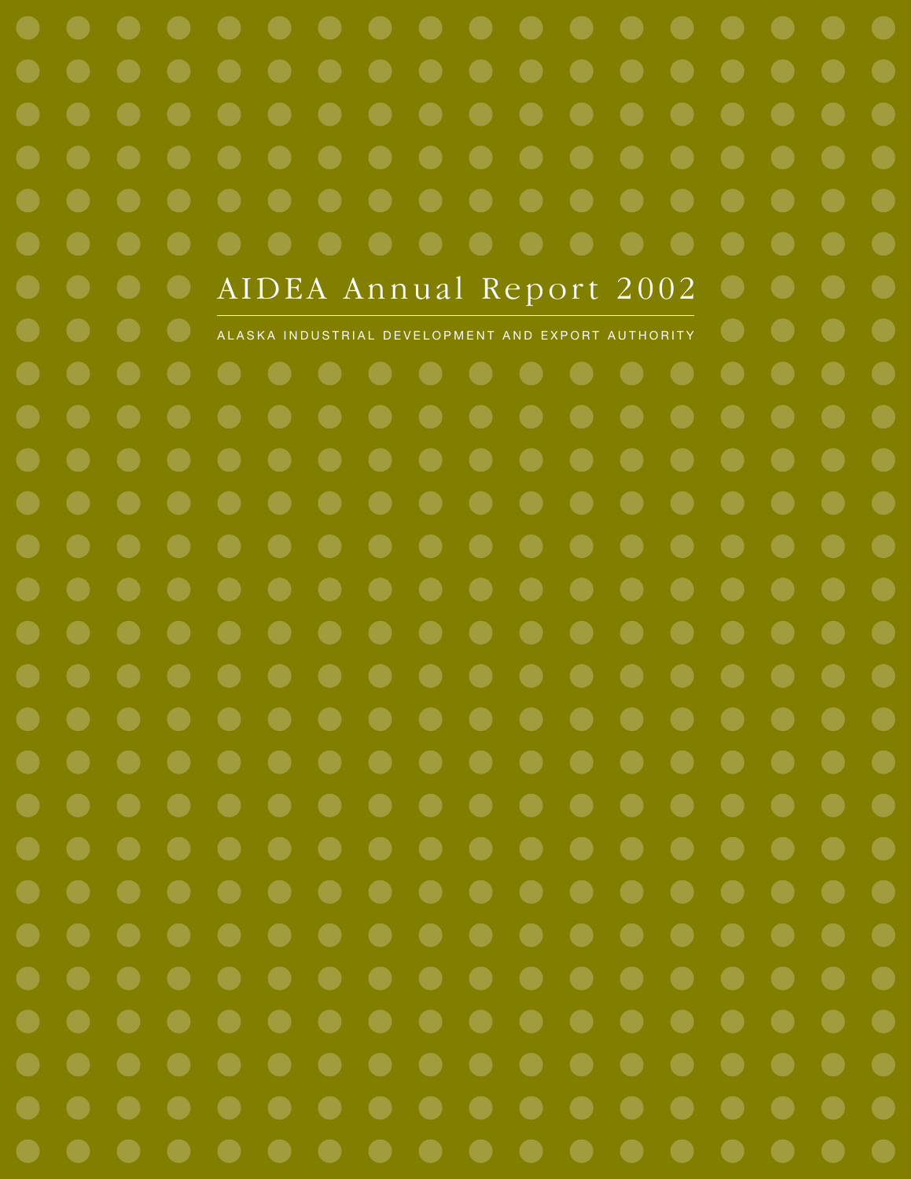# AIDEA Annual Report 2002

ALASKA INDUSTRIAL DEVELOPMENT AND EXPORT AUTHORITY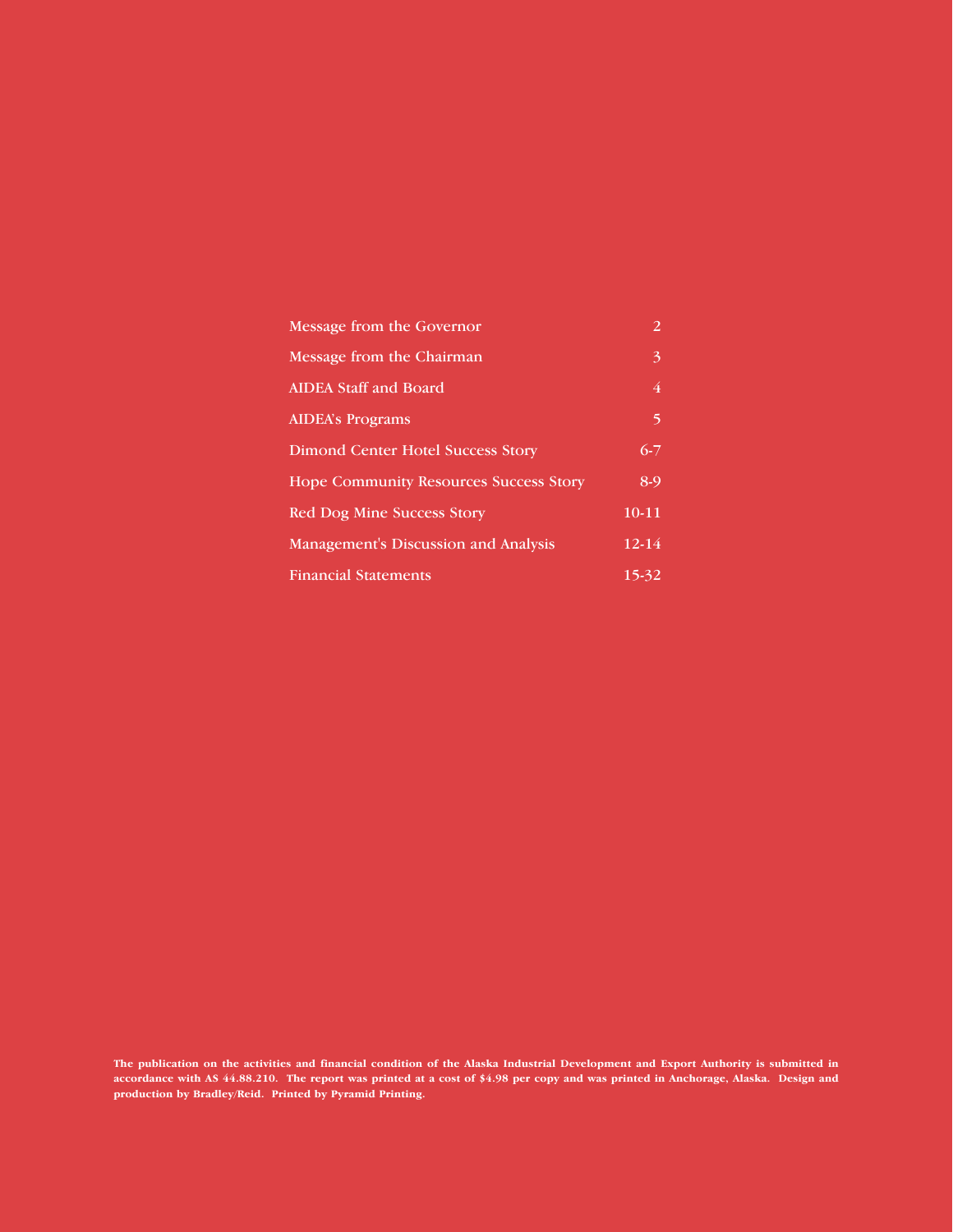| | |
|---|---|
| Message from the Governor | 2 |
| Message from the Chairman | 3 |
| AIDEA Staff and Board | 4 |
| AIDEA's Programs | 5 |
| Dimond Center Hotel Success Story | 6-7 |
| Hope Community Resources Success Story | 8-9 |
| Red Dog Mine Success Story | 10-11 |
| Management's Discussion and Analysis | 12-14 |
| Financial Statements | 15-32 |

**The publication on the activities and financial condition of the Alaska Industrial Development and Export Authority is submitted in accordance with AS 44.88.210. The report was printed at a cost of $4.98 per copy and was printed in Anchorage, Alaska. Design and production by Bradley/Reid. Printed by Pyramid Printing.**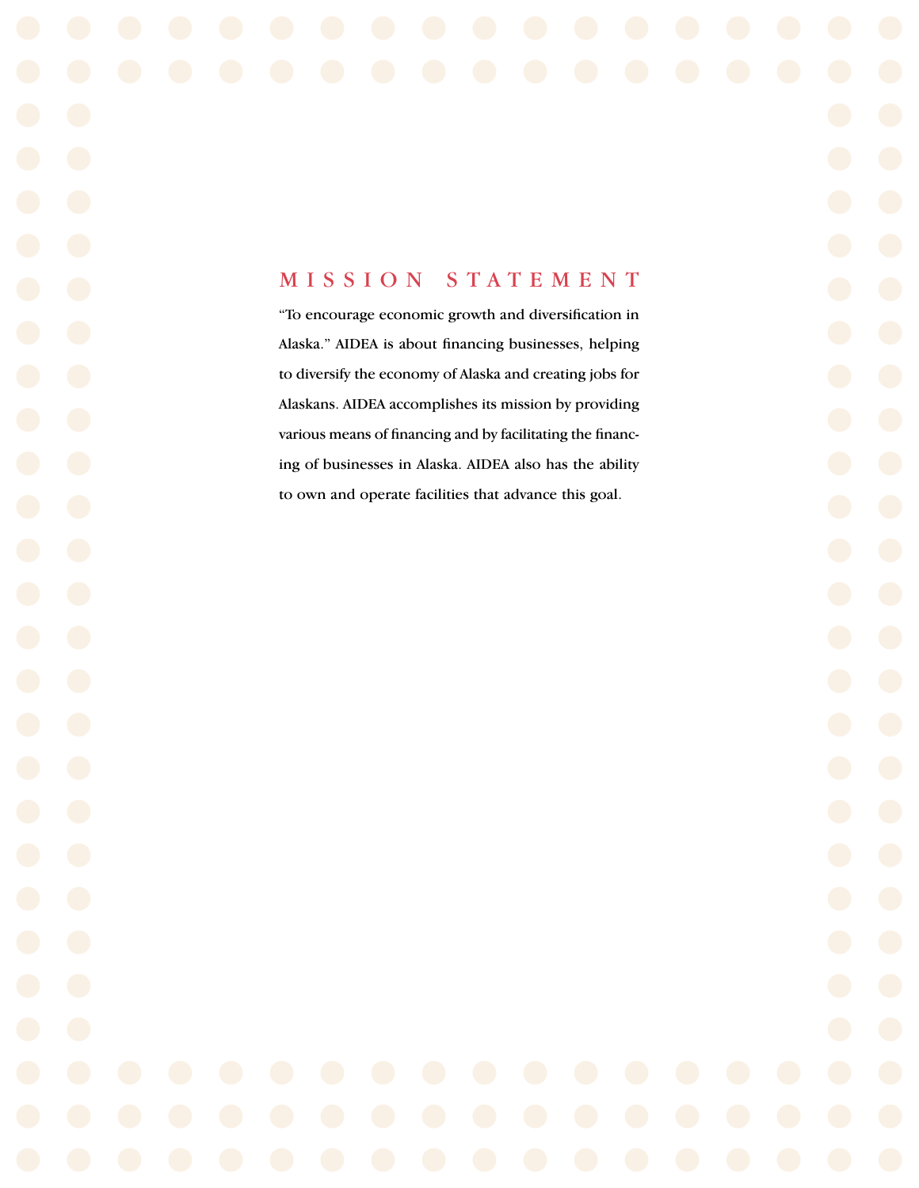## MISSION STATEMENT

"To encourage economic growth and diversification in Alaska." AIDEA is about financing businesses, helping to diversify the economy of Alaska and creating jobs for Alaskans. AIDEA accomplishes its mission by providing various means of financing and by facilitating the financing of businesses in Alaska. AIDEA also has the ability to own and operate facilities that advance this goal.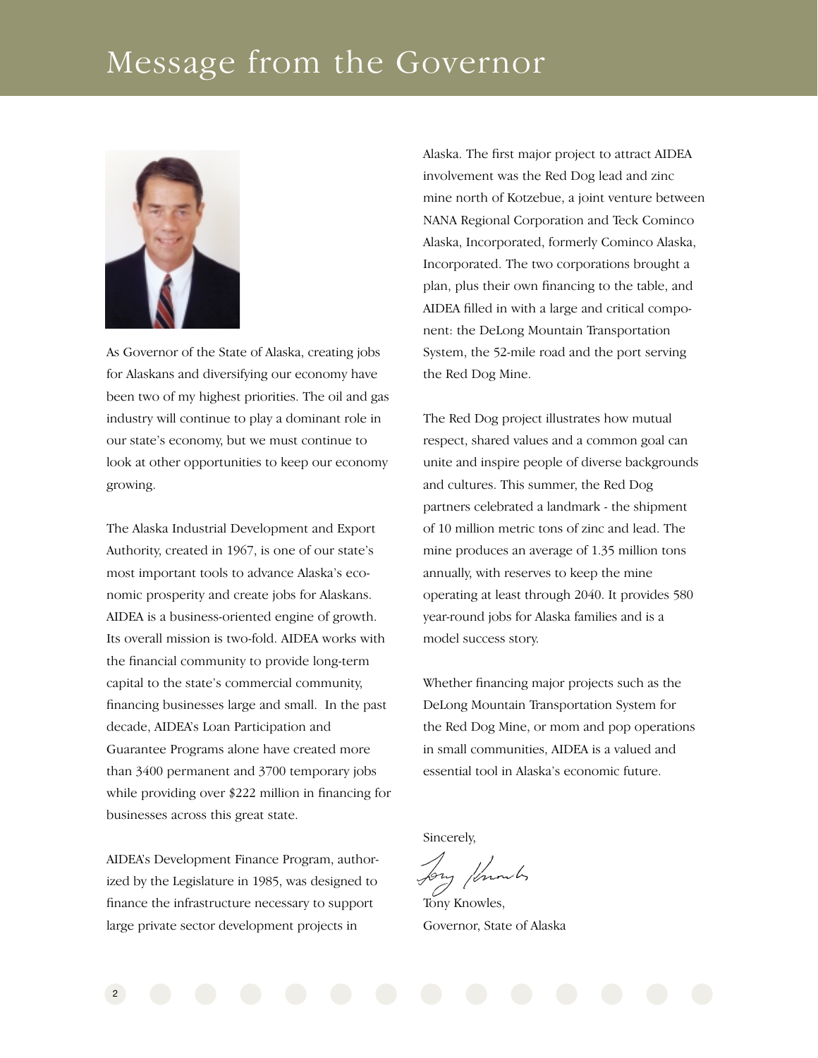# Message from the Governor

As Governor of the State of Alaska, creating jobs for Alaskans and diversifying our economy have been two of my highest priorities. The oil and gas industry will continue to play a dominant role in our state's economy, but we must continue to look at other opportunities to keep our economy growing.

The Alaska Industrial Development and Export Authority, created in 1967, is one of our state's most important tools to advance Alaska's economic prosperity and create jobs for Alaskans. AIDEA is a business-oriented engine of growth. Its overall mission is two-fold. AIDEA works with the financial community to provide long-term capital to the state's commercial community, financing businesses large and small. In the past decade, AIDEA's Loan Participation and Guarantee Programs alone have created more than 3400 permanent and 3700 temporary jobs while providing over $222 million in financing for businesses across this great state.

AIDEA's Development Finance Program, authorized by the Legislature in 1985, was designed to finance the infrastructure necessary to support large private sector development projects in Alaska. The first major project to attract AIDEA involvement was the Red Dog lead and zinc mine north of Kotzebue, a joint venture between NANA Regional Corporation and Teck Cominco Alaska, Incorporated, formerly Cominco Alaska, Incorporated. The two corporations brought a plan, plus their own financing to the table, and AIDEA filled in with a large and critical component: the DeLong Mountain Transportation System, the 52-mile road and the port serving the Red Dog Mine.

The Red Dog project illustrates how mutual respect, shared values and a common goal can unite and inspire people of diverse backgrounds and cultures. This summer, the Red Dog partners celebrated a landmark - the shipment of 10 million metric tons of zinc and lead. The mine produces an average of 1.35 million tons annually, with reserves to keep the mine operating at least through 2040. It provides 580 year-round jobs for Alaska families and is a model success story.

Whether financing major projects such as the DeLong Mountain Transportation System for the Red Dog Mine, or mom and pop operations in small communities, AIDEA is a valued and essential tool in Alaska's economic future.

Sincerely,

Tony Knowles,
Governor, State of Alaska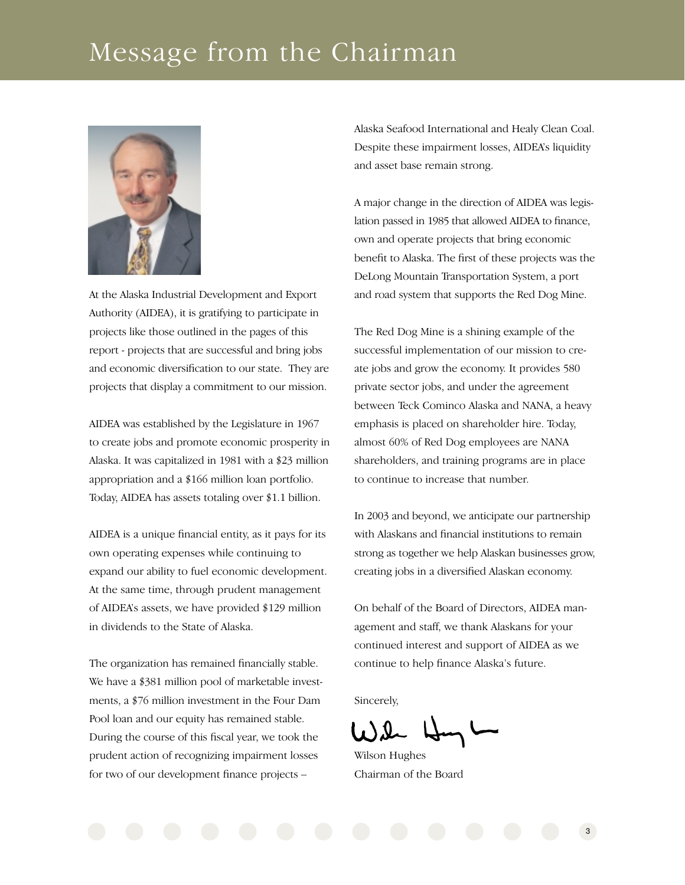# Message from the Chairman

At the Alaska Industrial Development and Export Authority (AIDEA), it is gratifying to participate in projects like those outlined in the pages of this report - projects that are successful and bring jobs and economic diversification to our state. They are projects that display a commitment to our mission.

AIDEA was established by the Legislature in 1967 to create jobs and promote economic prosperity in Alaska. It was capitalized in 1981 with a $23 million appropriation and a $166 million loan portfolio. Today, AIDEA has assets totaling over $1.1 billion.

AIDEA is a unique financial entity, as it pays for its own operating expenses while continuing to expand our ability to fuel economic development. At the same time, through prudent management of AIDEA's assets, we have provided $129 million in dividends to the State of Alaska.

The organization has remained financially stable. We have a $381 million pool of marketable investments, a $76 million investment in the Four Dam Pool loan and our equity has remained stable. During the course of this fiscal year, we took the prudent action of recognizing impairment losses for two of our development finance projects – Alaska Seafood International and Healy Clean Coal. Despite these impairment losses, AIDEA's liquidity and asset base remain strong.

A major change in the direction of AIDEA was legislation passed in 1985 that allowed AIDEA to finance, own and operate projects that bring economic benefit to Alaska. The first of these projects was the DeLong Mountain Transportation System, a port and road system that supports the Red Dog Mine.

The Red Dog Mine is a shining example of the successful implementation of our mission to create jobs and grow the economy. It provides 580 private sector jobs, and under the agreement between Teck Cominco Alaska and NANA, a heavy emphasis is placed on shareholder hire. Today, almost 60% of Red Dog employees are NANA shareholders, and training programs are in place to continue to increase that number.

In 2003 and beyond, we anticipate our partnership with Alaskans and financial institutions to remain strong as together we help Alaskan businesses grow, creating jobs in a diversified Alaskan economy.

On behalf of the Board of Directors, AIDEA management and staff, we thank Alaskans for your continued interest and support of AIDEA as we continue to help finance Alaska's future.

Sincerely,

Wilson Hughes
Chairman of the Board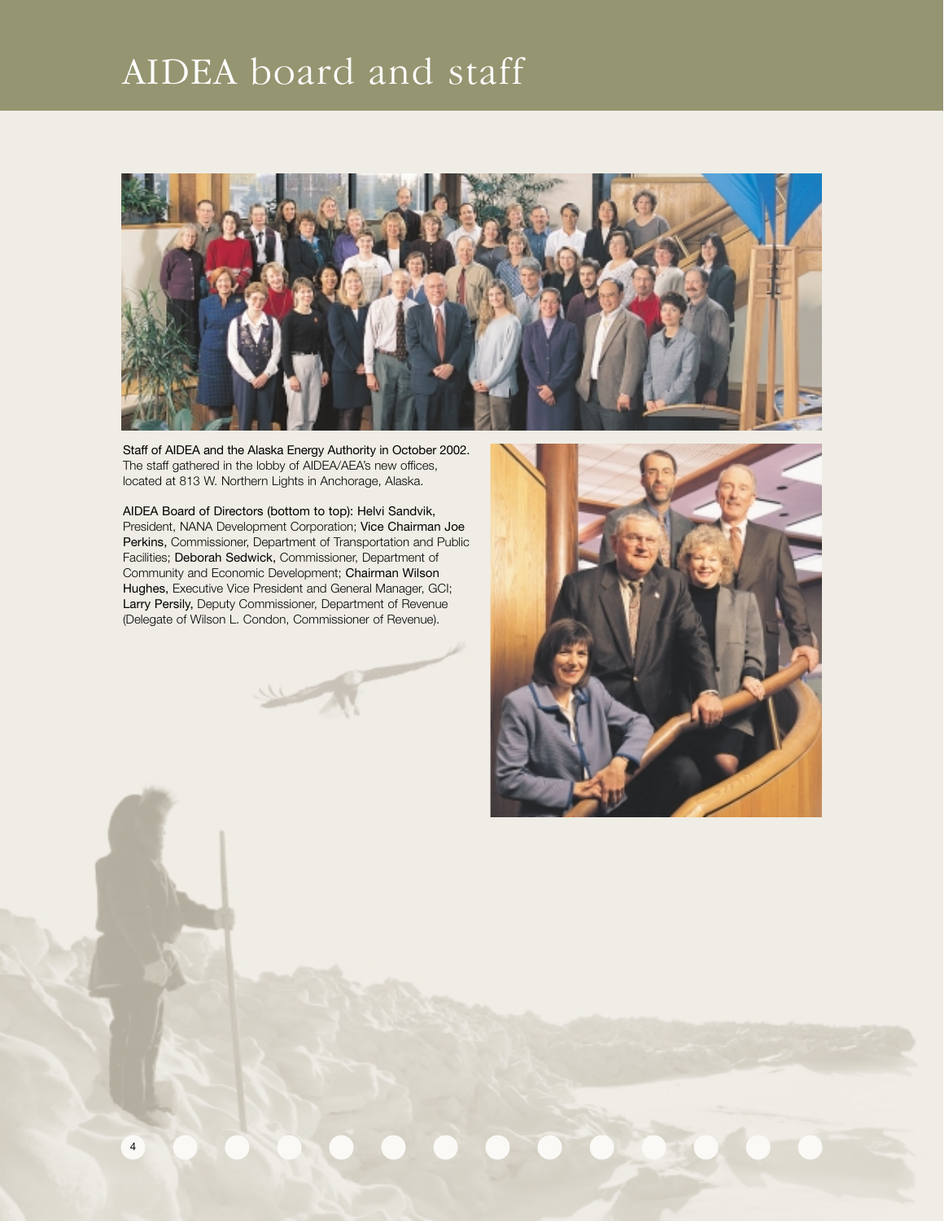# AIDEA board and staff

Staff of AIDEA and the Alaska Energy Authority in October 2002. The staff gathered in the lobby of AIDEA/AEA's new offices, located at 813 W. Northern Lights in Anchorage, Alaska.

AIDEA Board of Directors (bottom to top): Helvi Sandvik, President, NANA Development Corporation; Vice Chairman Joe Perkins, Commissioner, Department of Transportation and Public Facilities; Deborah Sedwick, Commissioner, Department of Community and Economic Development; Chairman Wilson Hughes, Executive Vice President and General Manager, GCI; Larry Persily, Deputy Commissioner, Department of Revenue (Delegate of Wilson L. Condon, Commissioner of Revenue).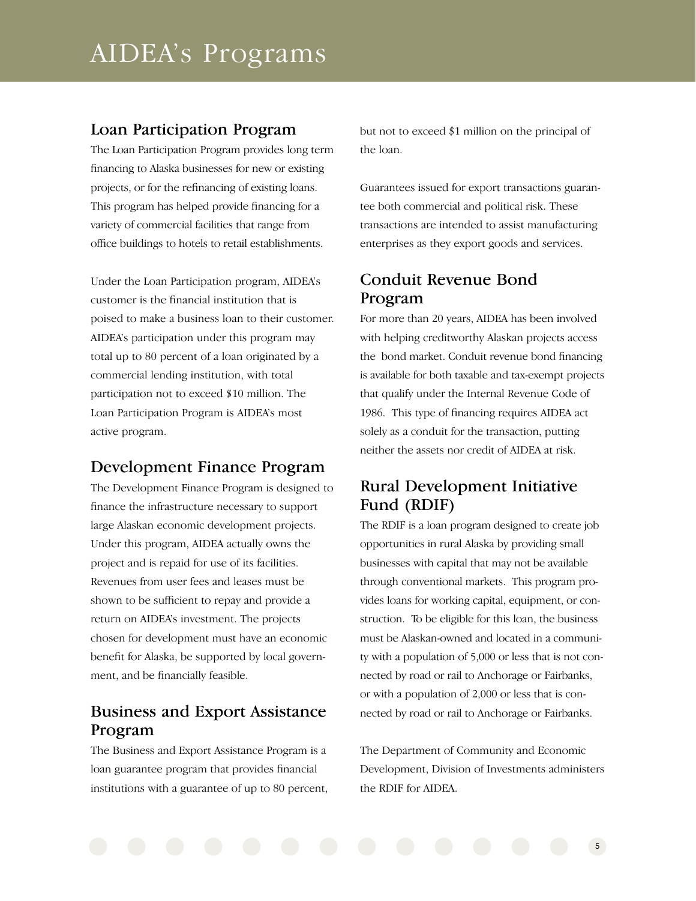# AIDEA's Programs

## Loan Participation Program

The Loan Participation Program provides long term financing to Alaska businesses for new or existing projects, or for the refinancing of existing loans. This program has helped provide financing for a variety of commercial facilities that range from office buildings to hotels to retail establishments.

Under the Loan Participation program, AIDEA's customer is the financial institution that is poised to make a business loan to their customer. AIDEA's participation under this program may total up to 80 percent of a loan originated by a commercial lending institution, with total participation not to exceed $10 million. The Loan Participation Program is AIDEA's most active program.

## Development Finance Program

The Development Finance Program is designed to finance the infrastructure necessary to support large Alaskan economic development projects. Under this program, AIDEA actually owns the project and is repaid for use of its facilities. Revenues from user fees and leases must be shown to be sufficient to repay and provide a return on AIDEA's investment. The projects chosen for development must have an economic benefit for Alaska, be supported by local government, and be financially feasible.

## Business and Export Assistance Program

The Business and Export Assistance Program is a loan guarantee program that provides financial institutions with a guarantee of up to 80 percent, but not to exceed $1 million on the principal of the loan.

Guarantees issued for export transactions guarantee both commercial and political risk. These transactions are intended to assist manufacturing enterprises as they export goods and services.

## Conduit Revenue Bond Program

For more than 20 years, AIDEA has been involved with helping creditworthy Alaskan projects access the bond market. Conduit revenue bond financing is available for both taxable and tax-exempt projects that qualify under the Internal Revenue Code of 1986. This type of financing requires AIDEA act solely as a conduit for the transaction, putting neither the assets nor credit of AIDEA at risk.

## Rural Development Initiative Fund (RDIF)

The RDIF is a loan program designed to create job opportunities in rural Alaska by providing small businesses with capital that may not be available through conventional markets. This program provides loans for working capital, equipment, or construction. To be eligible for this loan, the business must be Alaskan-owned and located in a community with a population of 5,000 or less that is not connected by road or rail to Anchorage or Fairbanks, or with a population of 2,000 or less that is connected by road or rail to Anchorage or Fairbanks.

The Department of Community and Economic Development, Division of Investments administers the RDIF for AIDEA.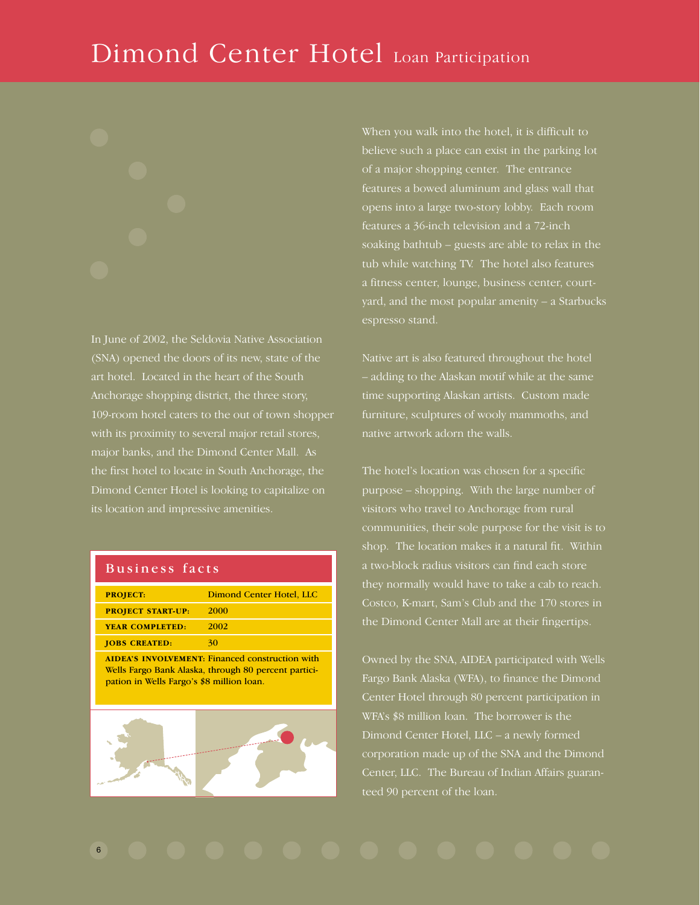# Dimond Center Hotel Loan Participation

In June of 2002, the Seldovia Native Association (SNA) opened the doors of its new, state of the art hotel. Located in the heart of the South Anchorage shopping district, the three story, 109-room hotel caters to the out of town shopper with its proximity to several major retail stores, major banks, and the Dimond Center Mall. As the first hotel to locate in South Anchorage, the Dimond Center Hotel is looking to capitalize on its location and impressive amenities.

## Business facts

| | |
|---|---|
| **PROJECT:** | Dimond Center Hotel, LLC |
| **PROJECT START-UP:** | 2000 |
| **YEAR COMPLETED:** | 2002 |
| **JOBS CREATED:** | 30 |

**AIDEA'S INVOLVEMENT:** Financed construction with Wells Fargo Bank Alaska, through 80 percent participation in Wells Fargo's $8 million loan.

When you walk into the hotel, it is difficult to believe such a place can exist in the parking lot of a major shopping center. The entrance features a bowed aluminum and glass wall that opens into a large two-story lobby. Each room features a 36-inch television and a 72-inch soaking bathtub – guests are able to relax in the tub while watching TV. The hotel also features a fitness center, lounge, business center, courtyard, and the most popular amenity – a Starbucks espresso stand.

Native art is also featured throughout the hotel – adding to the Alaskan motif while at the same time supporting Alaskan artists. Custom made furniture, sculptures of wooly mammoths, and native artwork adorn the walls.

The hotel's location was chosen for a specific purpose – shopping. With the large number of visitors who travel to Anchorage from rural communities, their sole purpose for the visit is to shop. The location makes it a natural fit. Within a two-block radius visitors can find each store they normally would have to take a cab to reach. Costco, K-mart, Sam's Club and the 170 stores in the Dimond Center Mall are at their fingertips.

Owned by the SNA, AIDEA participated with Wells Fargo Bank Alaska (WFA), to finance the Dimond Center Hotel through 80 percent participation in WFA's $8 million loan. The borrower is the Dimond Center Hotel, LLC – a newly formed corporation made up of the SNA and the Dimond Center, LLC. The Bureau of Indian Affairs guaranteed 90 percent of the loan.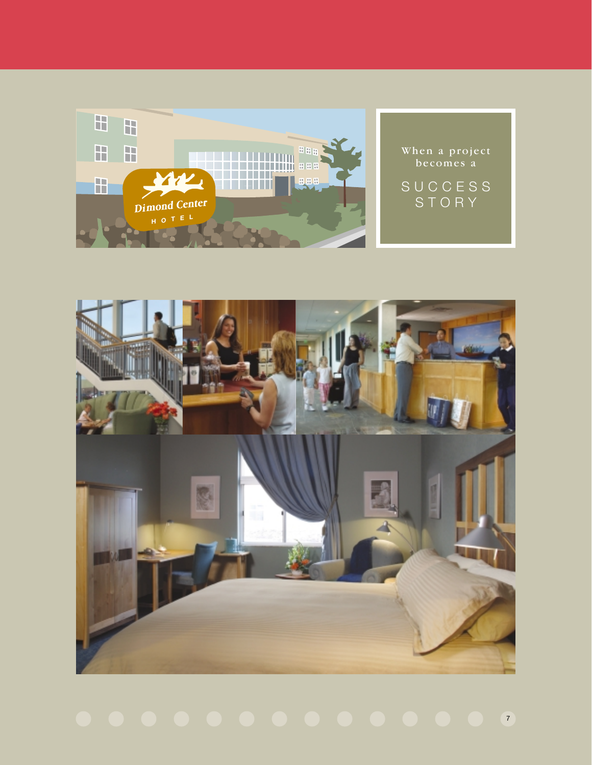When a project becomes a

SUCCESS STORY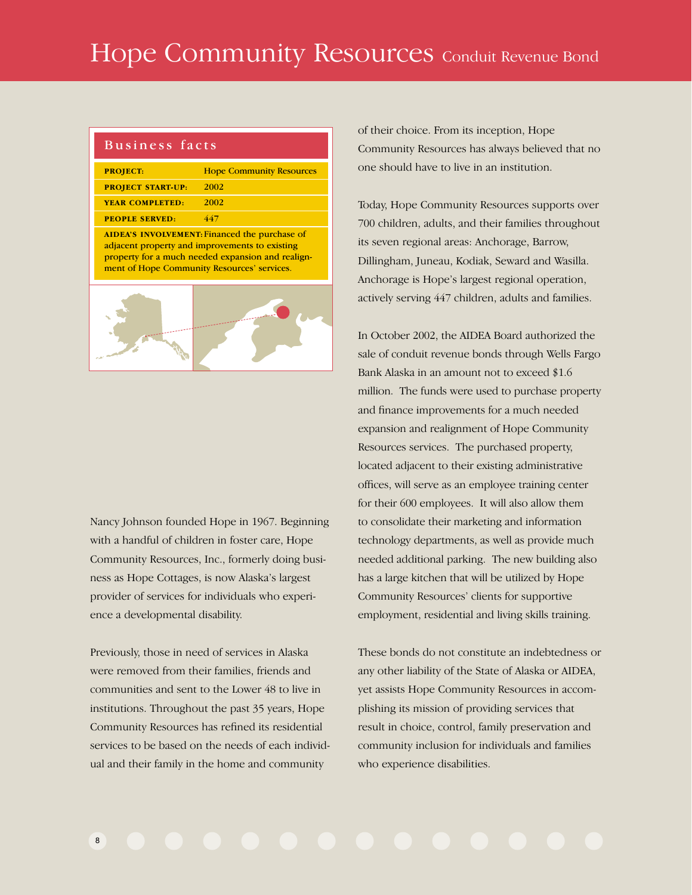# Hope Community Resources Conduit Revenue Bond

## Business facts

| | |
|---|---|
| **PROJECT:** | Hope Community Resources |
| **PROJECT START-UP:** | 2002 |
| **YEAR COMPLETED:** | 2002 |
| **PEOPLE SERVED:** | 447 |

**AIDEA'S INVOLVEMENT:** Financed the purchase of adjacent property and improvements to existing property for a much needed expansion and realignment of Hope Community Resources' services.

Nancy Johnson founded Hope in 1967. Beginning with a handful of children in foster care, Hope Community Resources, Inc., formerly doing business as Hope Cottages, is now Alaska's largest provider of services for individuals who experience a developmental disability.

Previously, those in need of services in Alaska were removed from their families, friends and communities and sent to the Lower 48 to live in institutions. Throughout the past 35 years, Hope Community Resources has refined its residential services to be based on the needs of each individual and their family in the home and community of their choice. From its inception, Hope Community Resources has always believed that no one should have to live in an institution.

Today, Hope Community Resources supports over 700 children, adults, and their families throughout its seven regional areas: Anchorage, Barrow, Dillingham, Juneau, Kodiak, Seward and Wasilla. Anchorage is Hope's largest regional operation, actively serving 447 children, adults and families.

In October 2002, the AIDEA Board authorized the sale of conduit revenue bonds through Wells Fargo Bank Alaska in an amount not to exceed $1.6 million. The funds were used to purchase property and finance improvements for a much needed expansion and realignment of Hope Community Resources services. The purchased property, located adjacent to their existing administrative offices, will serve as an employee training center for their 600 employees. It will also allow them to consolidate their marketing and information technology departments, as well as provide much needed additional parking. The new building also has a large kitchen that will be utilized by Hope Community Resources' clients for supportive employment, residential and living skills training.

These bonds do not constitute an indebtedness or any other liability of the State of Alaska or AIDEA, yet assists Hope Community Resources in accomplishing its mission of providing services that result in choice, control, family preservation and community inclusion for individuals and families who experience disabilities.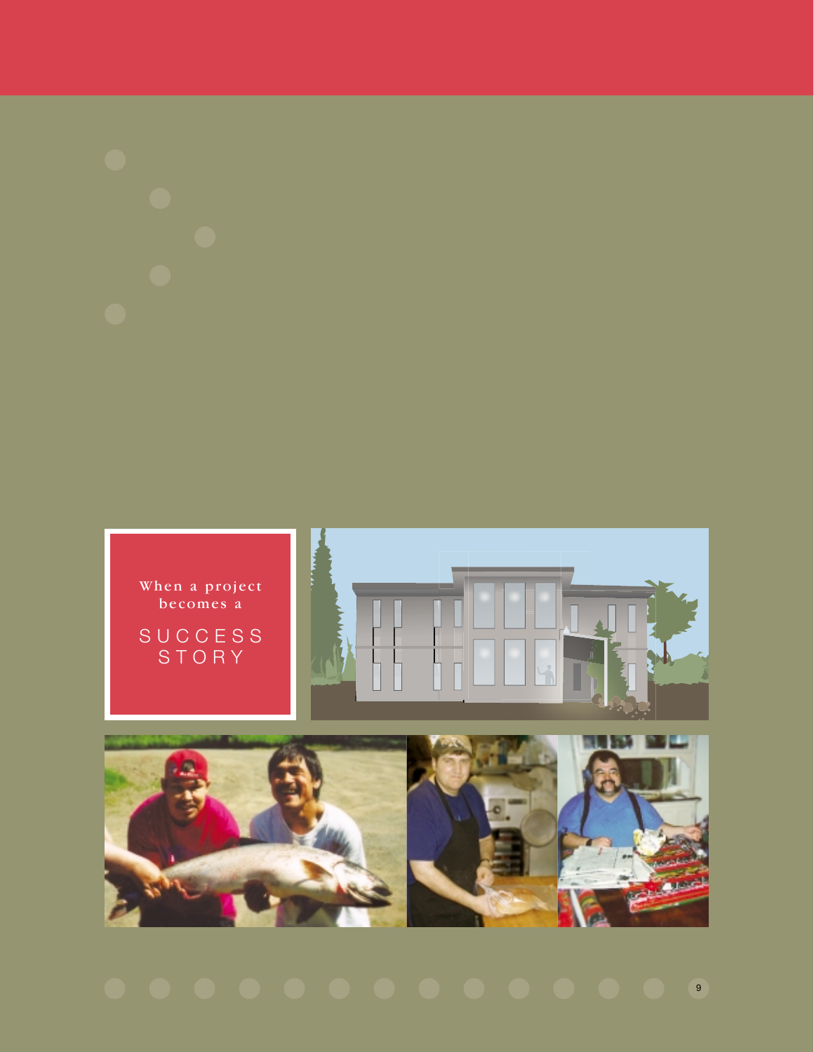When a project becomes a

SUCCESS STORY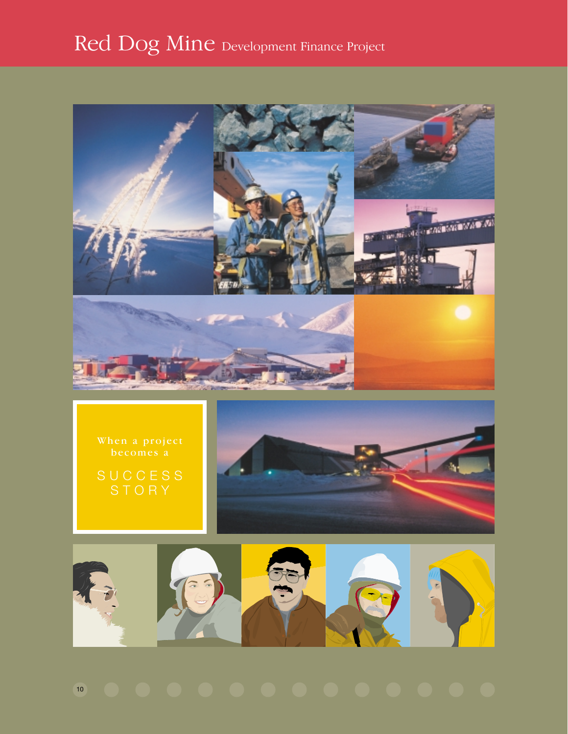# Red Dog Mine Development Finance Project

When a project becomes a

SUCCESS STORY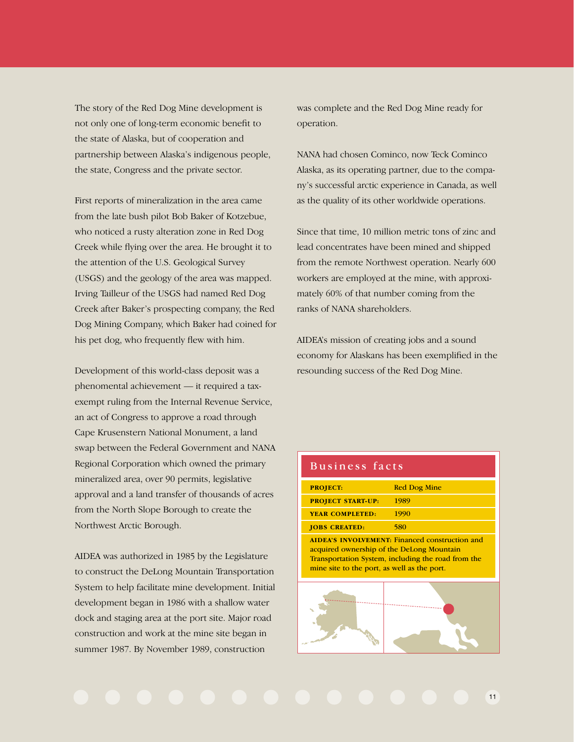The story of the Red Dog Mine development is not only one of long-term economic benefit to the state of Alaska, but of cooperation and partnership between Alaska's indigenous people, the state, Congress and the private sector.

First reports of mineralization in the area came from the late bush pilot Bob Baker of Kotzebue, who noticed a rusty alteration zone in Red Dog Creek while flying over the area. He brought it to the attention of the U.S. Geological Survey (USGS) and the geology of the area was mapped. Irving Tailleur of the USGS had named Red Dog Creek after Baker's prospecting company, the Red Dog Mining Company, which Baker had coined for his pet dog, who frequently flew with him.

Development of this world-class deposit was a phenomental achievement — it required a tax-exempt ruling from the Internal Revenue Service, an act of Congress to approve a road through Cape Krusenstern National Monument, a land swap between the Federal Government and NANA Regional Corporation which owned the primary mineralized area, over 90 permits, legislative approval and a land transfer of thousands of acres from the North Slope Borough to create the Northwest Arctic Borough.

AIDEA was authorized in 1985 by the Legislature to construct the DeLong Mountain Transportation System to help facilitate mine development. Initial development began in 1986 with a shallow water dock and staging area at the port site. Major road construction and work at the mine site began in summer 1987. By November 1989, construction was complete and the Red Dog Mine ready for operation.

NANA had chosen Cominco, now Teck Cominco Alaska, as its operating partner, due to the company's successful arctic experience in Canada, as well as the quality of its other worldwide operations.

Since that time, 10 million metric tons of zinc and lead concentrates have been mined and shipped from the remote Northwest operation. Nearly 600 workers are employed at the mine, with approximately 60% of that number coming from the ranks of NANA shareholders.

AIDEA's mission of creating jobs and a sound economy for Alaskans has been exemplified in the resounding success of the Red Dog Mine.

## Business facts

| | |
|---|---|
| **PROJECT:** | Red Dog Mine |
| **PROJECT START-UP:** | 1989 |
| **YEAR COMPLETED:** | 1990 |
| **JOBS CREATED:** | 580 |

**AIDEA'S INVOLVEMENT:** Financed construction and acquired ownership of the DeLong Mountain Transportation System, including the road from the mine site to the port, as well as the port.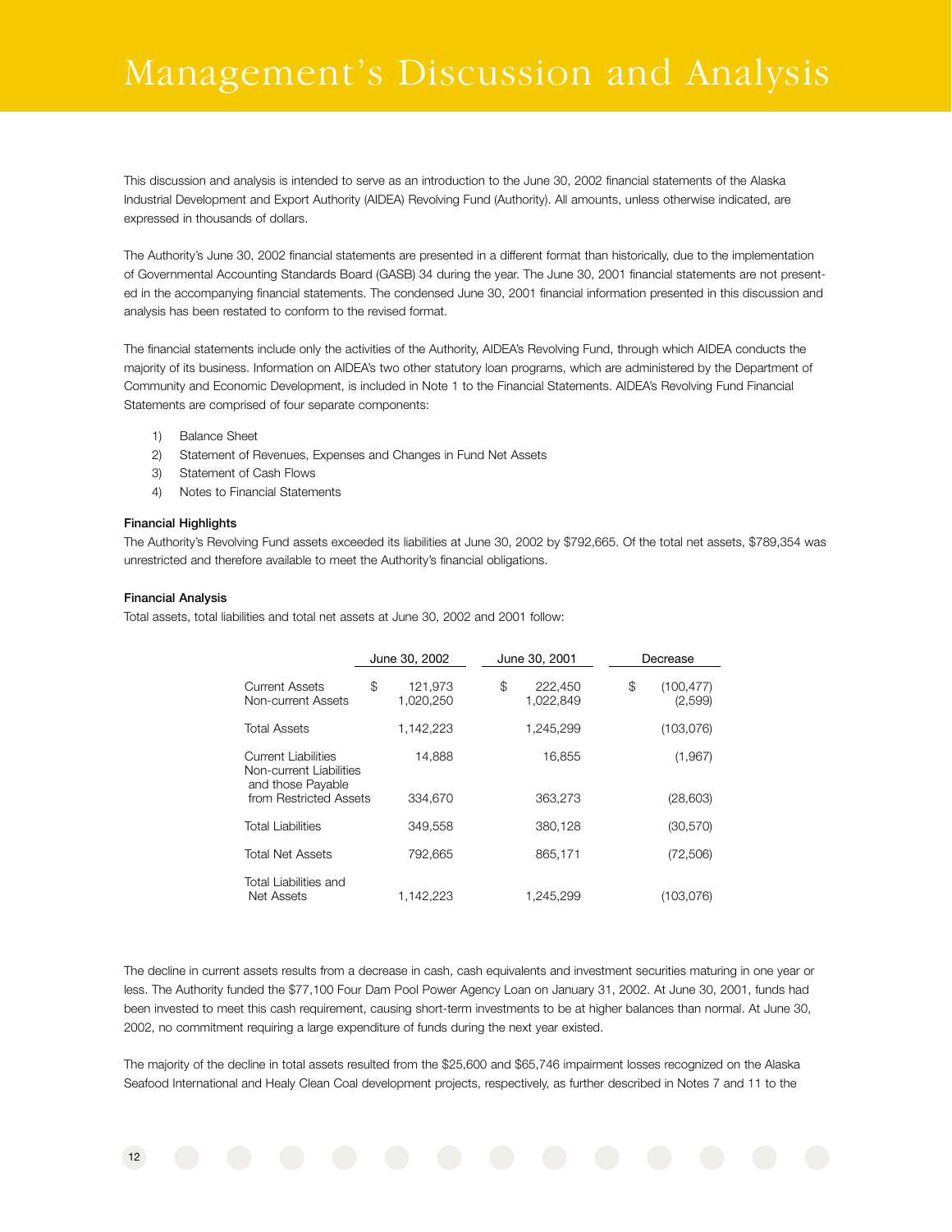# Management's Discussion and Analysis

This discussion and analysis is intended to serve as an introduction to the June 30, 2002 financial statements of the Alaska Industrial Development and Export Authority (AIDEA) Revolving Fund (Authority). All amounts, unless otherwise indicated, are expressed in thousands of dollars.

The Authority's June 30, 2002 financial statements are presented in a different format than historically, due to the implementation of Governmental Accounting Standards Board (GASB) 34 during the year. The June 30, 2001 financial statements are not presented in the accompanying financial statements. The condensed June 30, 2001 financial information presented in this discussion and analysis has been restated to conform to the revised format.

The financial statements include only the activities of the Authority, AIDEA's Revolving Fund, through which AIDEA conducts the majority of its business. Information on AIDEA's two other statutory loan programs, which are administered by the Department of Community and Economic Development, is included in Note 1 to the Financial Statements. AIDEA's Revolving Fund Financial Statements are comprised of four separate components:

1) Balance Sheet
2) Statement of Revenues, Expenses and Changes in Fund Net Assets
3) Statement of Cash Flows
4) Notes to Financial Statements

**Financial Highlights**

The Authority's Revolving Fund assets exceeded its liabilities at June 30, 2002 by $792,665. Of the total net assets, $789,354 was unrestricted and therefore available to meet the Authority's financial obligations.

**Financial Analysis**

Total assets, total liabilities and total net assets at June 30, 2002 and 2001 follow:

| | June 30, 2002 | June 30, 2001 | Decrease |
|---|---|---|---|
| Current Assets | $ 121,973 | $ 222,450 | $ (100,477) |
| Non-current Assets | 1,020,250 | 1,022,849 | (2,599) |
| Total Assets | 1,142,223 | 1,245,299 | (103,076) |
| Current Liabilities | 14,888 | 16,855 | (1,967) |
| Non-current Liabilities and those Payable from Restricted Assets | 334,670 | 363,273 | (28,603) |
| Total Liabilities | 349,558 | 380,128 | (30,570) |
| Total Net Assets | 792,665 | 865,171 | (72,506) |
| Total Liabilities and Net Assets | 1,142,223 | 1,245,299 | (103,076) |

The decline in current assets results from a decrease in cash, cash equivalents and investment securities maturing in one year or less. The Authority funded the $77,100 Four Dam Pool Power Agency Loan on January 31, 2002. At June 30, 2001, funds had been invested to meet this cash requirement, causing short-term investments to be at higher balances than normal. At June 30, 2002, no commitment requiring a large expenditure of funds during the next year existed.

The majority of the decline in total assets resulted from the $25,600 and $65,746 impairment losses recognized on the Alaska Seafood International and Healy Clean Coal development projects, respectively, as further described in Notes 7 and 11 to the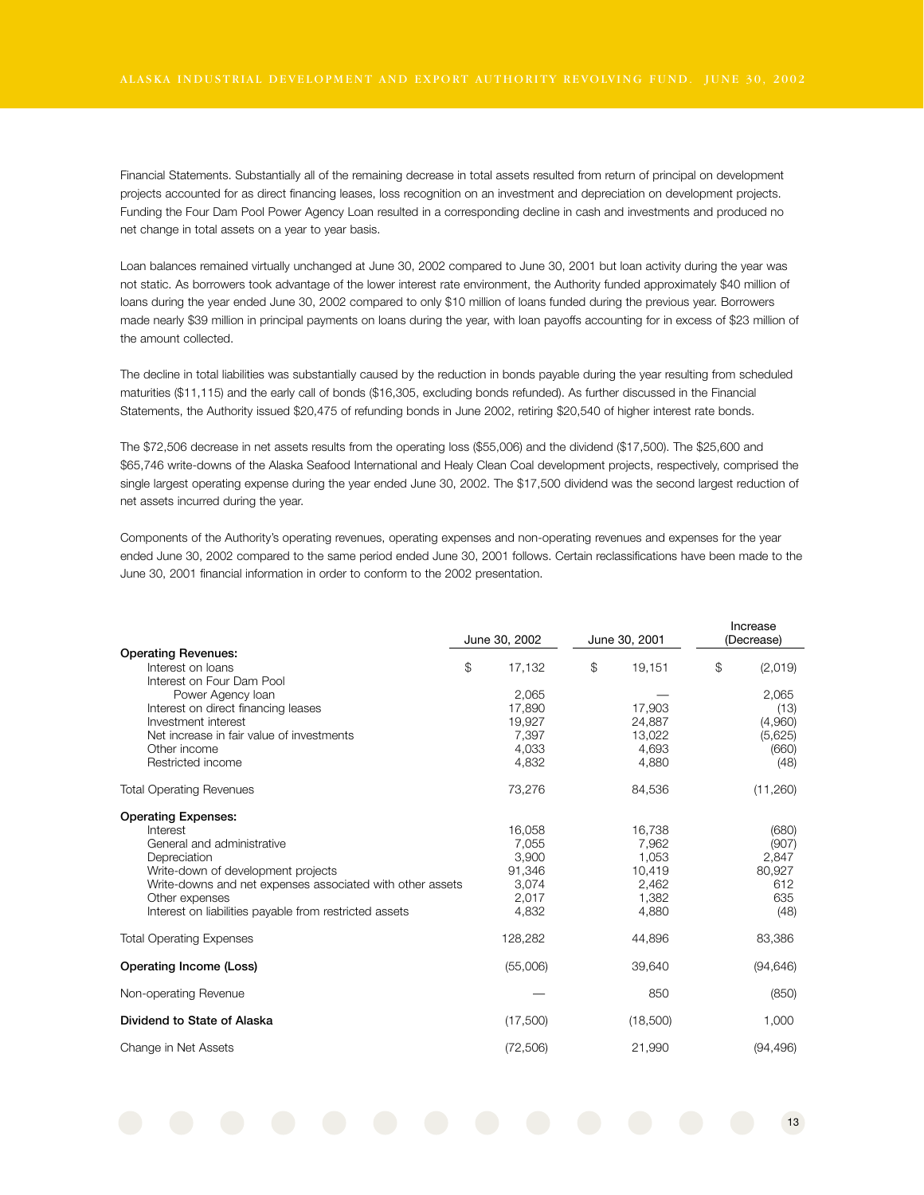Financial Statements. Substantially all of the remaining decrease in total assets resulted from return of principal on development projects accounted for as direct financing leases, loss recognition on an investment and depreciation on development projects. Funding the Four Dam Pool Power Agency Loan resulted in a corresponding decline in cash and investments and produced no net change in total assets on a year to year basis.

Loan balances remained virtually unchanged at June 30, 2002 compared to June 30, 2001 but loan activity during the year was not static. As borrowers took advantage of the lower interest rate environment, the Authority funded approximately $40 million of loans during the year ended June 30, 2002 compared to only $10 million of loans funded during the previous year. Borrowers made nearly $39 million in principal payments on loans during the year, with loan payoffs accounting for in excess of $23 million of the amount collected.

The decline in total liabilities was substantially caused by the reduction in bonds payable during the year resulting from scheduled maturities ($11,115) and the early call of bonds ($16,305, excluding bonds refunded). As further discussed in the Financial Statements, the Authority issued $20,475 of refunding bonds in June 2002, retiring $20,540 of higher interest rate bonds.

The $72,506 decrease in net assets results from the operating loss ($55,006) and the dividend ($17,500). The $25,600 and $65,746 write-downs of the Alaska Seafood International and Healy Clean Coal development projects, respectively, comprised the single largest operating expense during the year ended June 30, 2002. The $17,500 dividend was the second largest reduction of net assets incurred during the year.

Components of the Authority's operating revenues, operating expenses and non-operating revenues and expenses for the year ended June 30, 2002 compared to the same period ended June 30, 2001 follows. Certain reclassifications have been made to the June 30, 2001 financial information in order to conform to the 2002 presentation.

| | June 30, 2002 | June 30, 2001 | Increase (Decrease) |
|---|---|---|---|
| **Operating Revenues:** | | | |
| Interest on loans | $ 17,132 | $ 19,151 | $ (2,019) |
| Interest on Four Dam Pool Power Agency loan | 2,065 | — | 2,065 |
| Interest on direct financing leases | 17,890 | 17,903 | (13) |
| Investment interest | 19,927 | 24,887 | (4,960) |
| Net increase in fair value of investments | 7,397 | 13,022 | (5,625) |
| Other income | 4,033 | 4,693 | (660) |
| Restricted income | 4,832 | 4,880 | (48) |
| Total Operating Revenues | 73,276 | 84,536 | (11,260) |
| **Operating Expenses:** | | | |
| Interest | 16,058 | 16,738 | (680) |
| General and administrative | 7,055 | 7,962 | (907) |
| Depreciation | 3,900 | 1,053 | 2,847 |
| Write-down of development projects | 91,346 | 10,419 | 80,927 |
| Write-downs and net expenses associated with other assets | 3,074 | 2,462 | 612 |
| Other expenses | 2,017 | 1,382 | 635 |
| Interest on liabilities payable from restricted assets | 4,832 | 4,880 | (48) |
| Total Operating Expenses | 128,282 | 44,896 | 83,386 |
| **Operating Income (Loss)** | (55,006) | 39,640 | (94,646) |
| Non-operating Revenue | — | 850 | (850) |
| **Dividend to State of Alaska** | (17,500) | (18,500) | 1,000 |
| Change in Net Assets | (72,506) | 21,990 | (94,496) |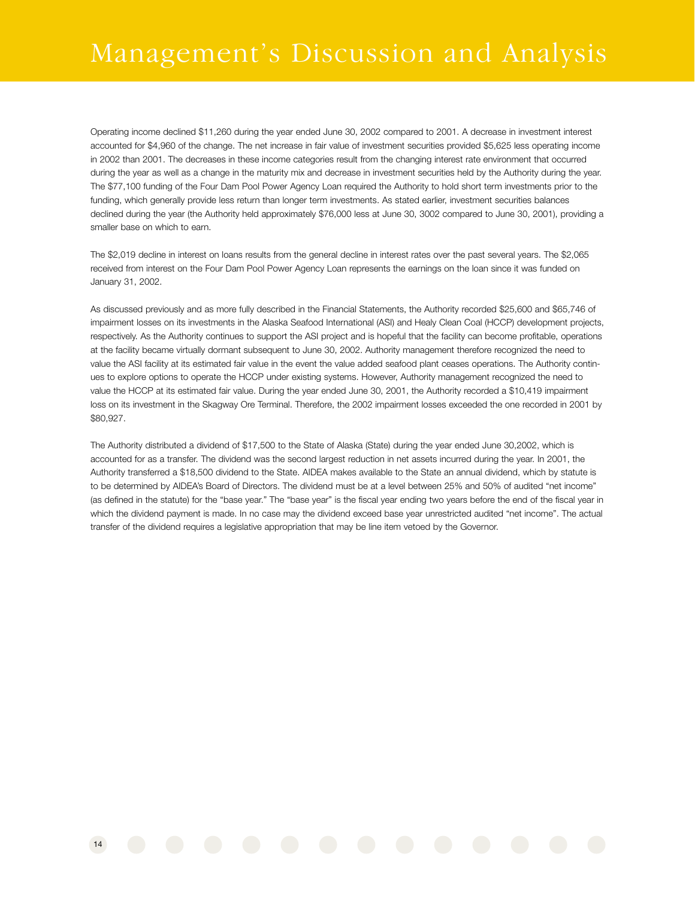# Management's Discussion and Analysis

Operating income declined $11,260 during the year ended June 30, 2002 compared to 2001. A decrease in investment interest accounted for $4,960 of the change. The net increase in fair value of investment securities provided $5,625 less operating income in 2002 than 2001. The decreases in these income categories result from the changing interest rate environment that occurred during the year as well as a change in the maturity mix and decrease in investment securities held by the Authority during the year. The $77,100 funding of the Four Dam Pool Power Agency Loan required the Authority to hold short term investments prior to the funding, which generally provide less return than longer term investments. As stated earlier, investment securities balances declined during the year (the Authority held approximately $76,000 less at June 30, 3002 compared to June 30, 2001), providing a smaller base on which to earn.

The $2,019 decline in interest on loans results from the general decline in interest rates over the past several years. The $2,065 received from interest on the Four Dam Pool Power Agency Loan represents the earnings on the loan since it was funded on January 31, 2002.

As discussed previously and as more fully described in the Financial Statements, the Authority recorded $25,600 and $65,746 of impairment losses on its investments in the Alaska Seafood International (ASI) and Healy Clean Coal (HCCP) development projects, respectively. As the Authority continues to support the ASI project and is hopeful that the facility can become profitable, operations at the facility became virtually dormant subsequent to June 30, 2002. Authority management therefore recognized the need to value the ASI facility at its estimated fair value in the event the value added seafood plant ceases operations. The Authority continues to explore options to operate the HCCP under existing systems. However, Authority management recognized the need to value the HCCP at its estimated fair value. During the year ended June 30, 2001, the Authority recorded a $10,419 impairment loss on its investment in the Skagway Ore Terminal. Therefore, the 2002 impairment losses exceeded the one recorded in 2001 by $80,927.

The Authority distributed a dividend of $17,500 to the State of Alaska (State) during the year ended June 30,2002, which is accounted for as a transfer. The dividend was the second largest reduction in net assets incurred during the year. In 2001, the Authority transferred a $18,500 dividend to the State. AIDEA makes available to the State an annual dividend, which by statute is to be determined by AIDEA's Board of Directors. The dividend must be at a level between 25% and 50% of audited "net income" (as defined in the statute) for the "base year." The "base year" is the fiscal year ending two years before the end of the fiscal year in which the dividend payment is made. In no case may the dividend exceed base year unrestricted audited "net income". The actual transfer of the dividend requires a legislative appropriation that may be line item vetoed by the Governor.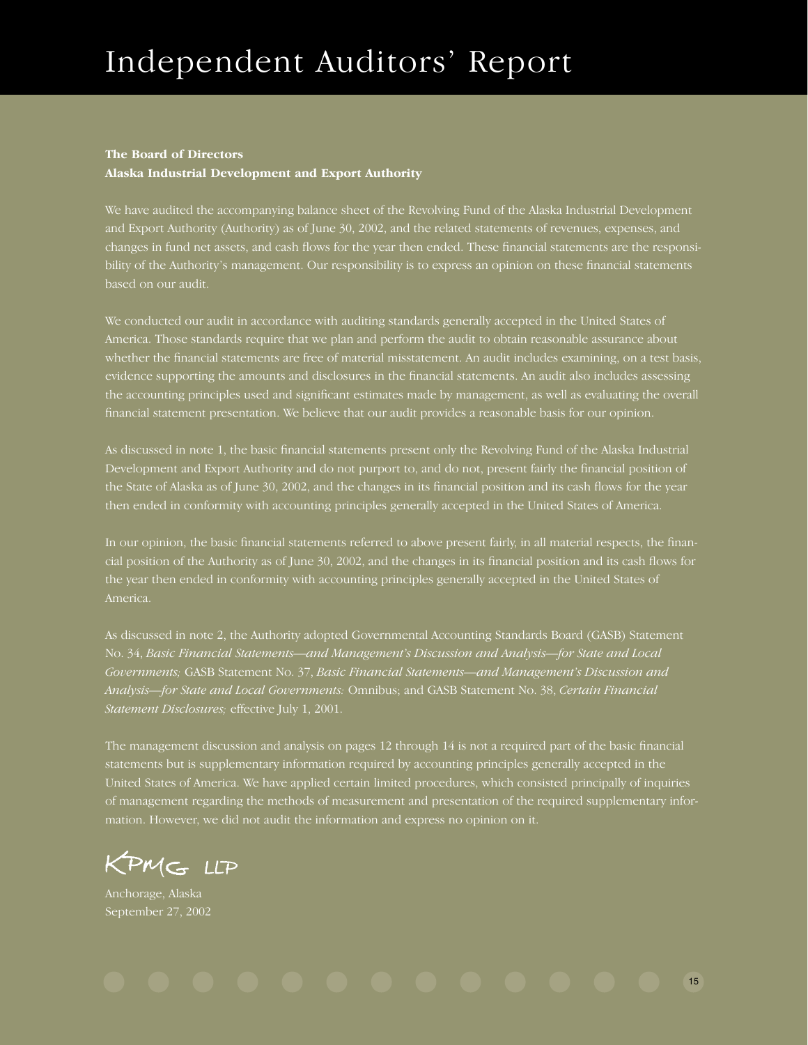# Independent Auditors' Report

**The Board of Directors**
**Alaska Industrial Development and Export Authority**

We have audited the accompanying balance sheet of the Revolving Fund of the Alaska Industrial Development and Export Authority (Authority) as of June 30, 2002, and the related statements of revenues, expenses, and changes in fund net assets, and cash flows for the year then ended. These financial statements are the responsibility of the Authority's management. Our responsibility is to express an opinion on these financial statements based on our audit.

We conducted our audit in accordance with auditing standards generally accepted in the United States of America. Those standards require that we plan and perform the audit to obtain reasonable assurance about whether the financial statements are free of material misstatement. An audit includes examining, on a test basis, evidence supporting the amounts and disclosures in the financial statements. An audit also includes assessing the accounting principles used and significant estimates made by management, as well as evaluating the overall financial statement presentation. We believe that our audit provides a reasonable basis for our opinion.

As discussed in note 1, the basic financial statements present only the Revolving Fund of the Alaska Industrial Development and Export Authority and do not purport to, and do not, present fairly the financial position of the State of Alaska as of June 30, 2002, and the changes in its financial position and its cash flows for the year then ended in conformity with accounting principles generally accepted in the United States of America.

In our opinion, the basic financial statements referred to above present fairly, in all material respects, the financial position of the Authority as of June 30, 2002, and the changes in its financial position and its cash flows for the year then ended in conformity with accounting principles generally accepted in the United States of America.

As discussed in note 2, the Authority adopted Governmental Accounting Standards Board (GASB) Statement No. 34, *Basic Financial Statements—and Management's Discussion and Analysis—for State and Local Governments;* GASB Statement No. 37, *Basic Financial Statements—and Management's Discussion and Analysis—for State and Local Governments:* Omnibus; and GASB Statement No. 38, *Certain Financial Statement Disclosures;* effective July 1, 2001.

The management discussion and analysis on pages 12 through 14 is not a required part of the basic financial statements but is supplementary information required by accounting principles generally accepted in the United States of America. We have applied certain limited procedures, which consisted principally of inquiries of management regarding the methods of measurement and presentation of the required supplementary information. However, we did not audit the information and express no opinion on it.

KPMG LLP

Anchorage, Alaska
September 27, 2002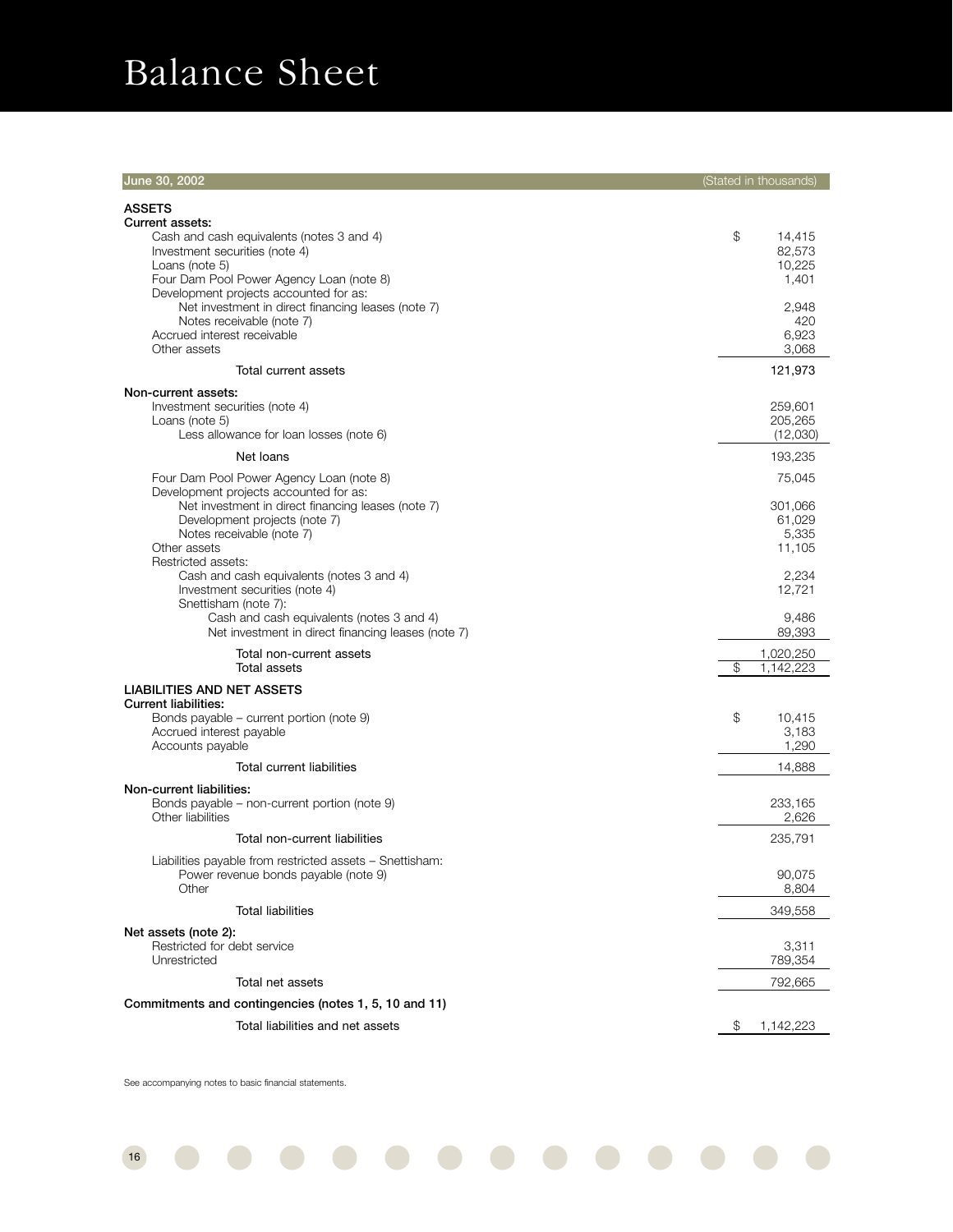# Balance Sheet

| June 30, 2002 | (Stated in thousands) |
|---|---|
| **ASSETS** | |
| **Current assets:** | |
| Cash and cash equivalents (notes 3 and 4) | $ 14,415 |
| Investment securities (note 4) | 82,573 |
| Loans (note 5) | 10,225 |
| Four Dam Pool Power Agency Loan (note 8) | 1,401 |
| Development projects accounted for as: | |
| Net investment in direct financing leases (note 7) | 2,948 |
| Notes receivable (note 7) | 420 |
| Accrued interest receivable | 6,923 |
| Other assets | 3,068 |
| Total current assets | 121,973 |
| **Non-current assets:** | |
| Investment securities (note 4) | 259,601 |
| Loans (note 5) | 205,265 |
| Less allowance for loan losses (note 6) | (12,030) |
| Net loans | 193,235 |
| Four Dam Pool Power Agency Loan (note 8) | 75,045 |
| Development projects accounted for as: | |
| Net investment in direct financing leases (note 7) | 301,066 |
| Development projects (note 7) | 61,029 |
| Notes receivable (note 7) | 5,335 |
| Other assets | 11,105 |
| Restricted assets: | |
| Cash and cash equivalents (notes 3 and 4) | 2,234 |
| Investment securities (note 4) | 12,721 |
| Snettisham (note 7): | |
| Cash and cash equivalents (notes 3 and 4) | 9,486 |
| Net investment in direct financing leases (note 7) | 89,393 |
| Total non-current assets | 1,020,250 |
| Total assets | $ 1,142,223 |
| **LIABILITIES AND NET ASSETS** | |
| **Current liabilities:** | |
| Bonds payable – current portion (note 9) | $ 10,415 |
| Accrued interest payable | 3,183 |
| Accounts payable | 1,290 |
| Total current liabilities | 14,888 |
| **Non-current liabilities:** | |
| Bonds payable – non-current portion (note 9) | 233,165 |
| Other liabilities | 2,626 |
| Total non-current liabilities | 235,791 |
| Liabilities payable from restricted assets – Snettisham: | |
| Power revenue bonds payable (note 9) | 90,075 |
| Other | 8,804 |
| Total liabilities | 349,558 |
| **Net assets (note 2):** | |
| Restricted for debt service | 3,311 |
| Unrestricted | 789,354 |
| Total net assets | 792,665 |
| **Commitments and contingencies (notes 1, 5, 10 and 11)** | |
| Total liabilities and net assets | $ 1,142,223 |

See accompanying notes to basic financial statements.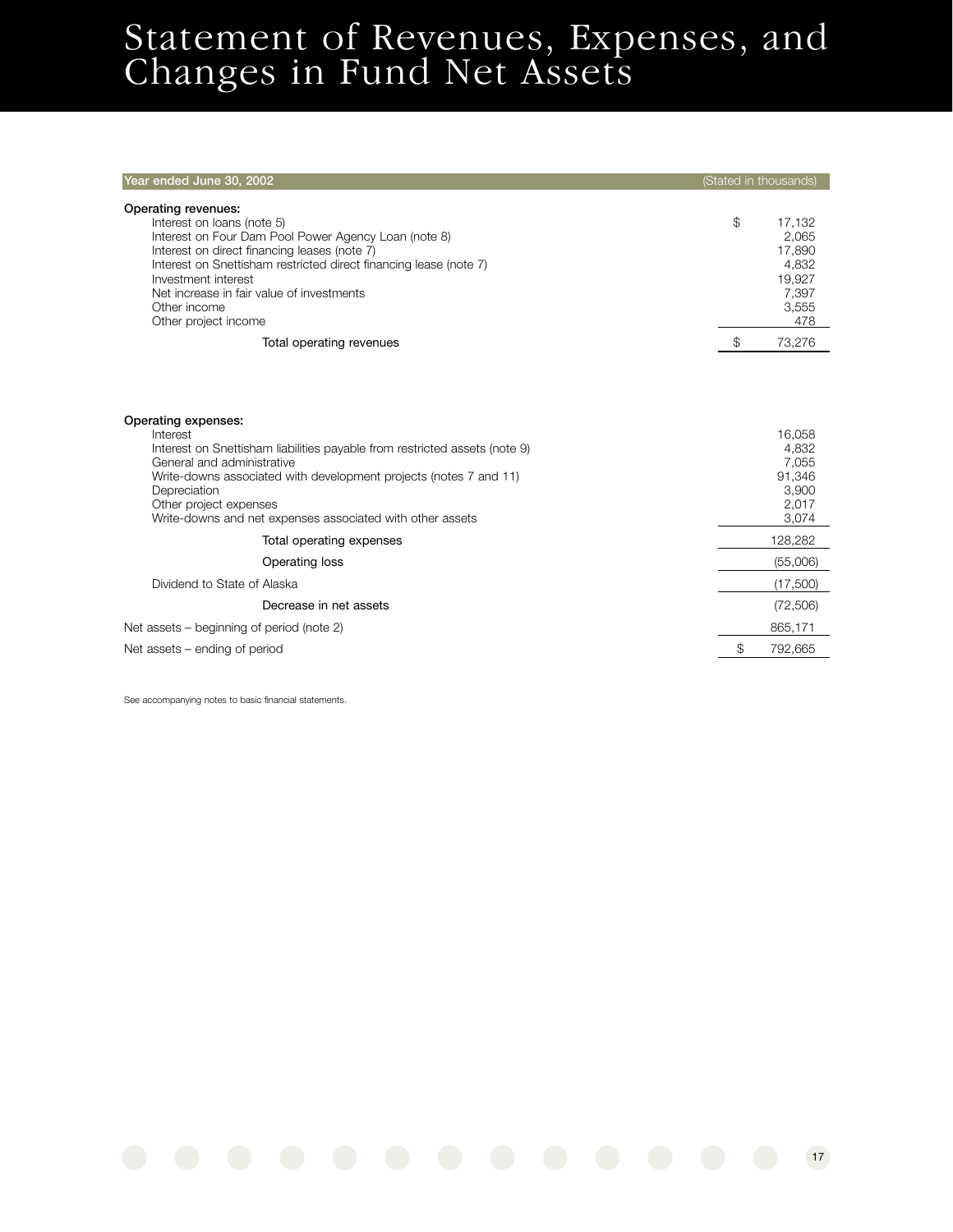# Statement of Revenues, Expenses, and Changes in Fund Net Assets

| Year ended June 30, 2002 | (Stated in thousands) |
|---|---|
| **Operating revenues:** | |
| Interest on loans (note 5) | $ 17,132 |
| Interest on Four Dam Pool Power Agency Loan (note 8) | 2,065 |
| Interest on direct financing leases (note 7) | 17,890 |
| Interest on Snettisham restricted direct financing lease (note 7) | 4,832 |
| Investment interest | 19,927 |
| Net increase in fair value of investments | 7,397 |
| Other income | 3,555 |
| Other project income | 478 |
| Total operating revenues | $ 73,276 |
| **Operating expenses:** | |
| Interest | 16,058 |
| Interest on Snettisham liabilities payable from restricted assets (note 9) | 4,832 |
| General and administrative | 7,055 |
| Write-downs associated with development projects (notes 7 and 11) | 91,346 |
| Depreciation | 3,900 |
| Other project expenses | 2,017 |
| Write-downs and net expenses associated with other assets | 3,074 |
| Total operating expenses | 128,282 |
| Operating loss | (55,006) |
| Dividend to State of Alaska | (17,500) |
| Decrease in net assets | (72,506) |
| Net assets – beginning of period (note 2) | 865,171 |
| Net assets – ending of period | $ 792,665 |

See accompanying notes to basic financial statements.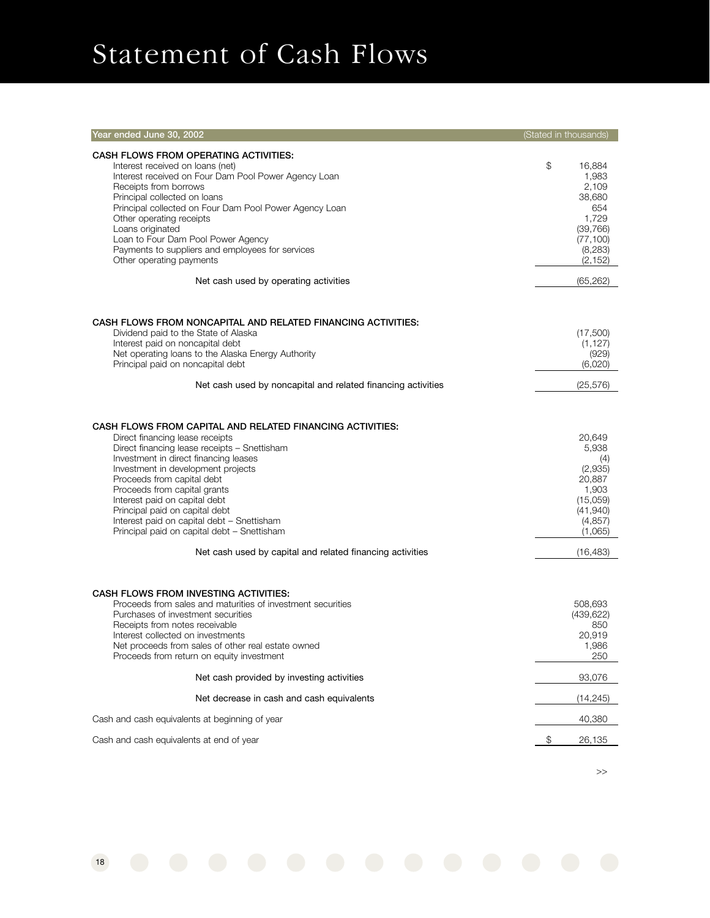# Statement of Cash Flows

| Year ended June 30, 2002 | (Stated in thousands) |
|---|---|
| **CASH FLOWS FROM OPERATING ACTIVITIES:** | |
| Interest received on loans (net) | $ 16,884 |
| Interest received on Four Dam Pool Power Agency Loan | 1,983 |
| Receipts from borrows | 2,109 |
| Principal collected on loans | 38,680 |
| Principal collected on Four Dam Pool Power Agency Loan | 654 |
| Other operating receipts | 1,729 |
| Loans originated | (39,766) |
| Loan to Four Dam Pool Power Agency | (77,100) |
| Payments to suppliers and employees for services | (8,283) |
| Other operating payments | (2,152) |
| Net cash used by operating activities | (65,262) |
| **CASH FLOWS FROM NONCAPITAL AND RELATED FINANCING ACTIVITIES:** | |
| Dividend paid to the State of Alaska | (17,500) |
| Interest paid on noncapital debt | (1,127) |
| Net operating loans to the Alaska Energy Authority | (929) |
| Principal paid on noncapital debt | (6,020) |
| Net cash used by noncapital and related financing activities | (25,576) |
| **CASH FLOWS FROM CAPITAL AND RELATED FINANCING ACTIVITIES:** | |
| Direct financing lease receipts | 20,649 |
| Direct financing lease receipts – Snettisham | 5,938 |
| Investment in direct financing leases | (4) |
| Investment in development projects | (2,935) |
| Proceeds from capital debt | 20,887 |
| Proceeds from capital grants | 1,903 |
| Interest paid on capital debt | (15,059) |
| Principal paid on capital debt | (41,940) |
| Interest paid on capital debt – Snettisham | (4,857) |
| Principal paid on capital debt – Snettisham | (1,065) |
| Net cash used by capital and related financing activities | (16,483) |
| **CASH FLOWS FROM INVESTING ACTIVITIES:** | |
| Proceeds from sales and maturities of investment securities | 508,693 |
| Purchases of investment securities | (439,622) |
| Receipts from notes receivable | 850 |
| Interest collected on investments | 20,919 |
| Net proceeds from sales of other real estate owned | 1,986 |
| Proceeds from return on equity investment | 250 |
| Net cash provided by investing activities | 93,076 |
| Net decrease in cash and cash equivalents | (14,245) |
| Cash and cash equivalents at beginning of year | 40,380 |
| Cash and cash equivalents at end of year | $ 26,135 |

>>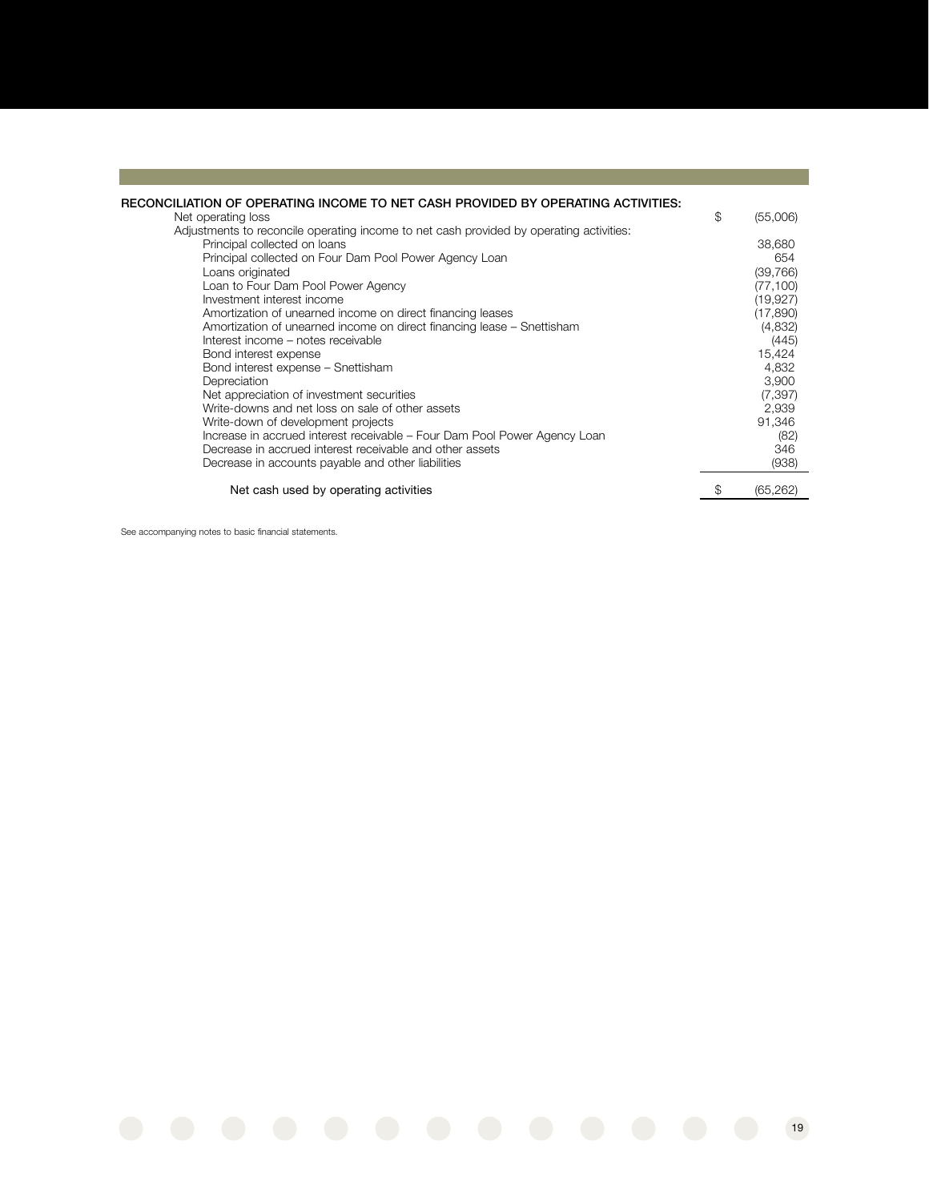**RECONCILIATION OF OPERATING INCOME TO NET CASH PROVIDED BY OPERATING ACTIVITIES:**

| | | |
|---|---|---|
| Net operating loss | $ | (55,006) |
| Adjustments to reconcile operating income to net cash provided by operating activities: | | |
| Principal collected on loans | | 38,680 |
| Principal collected on Four Dam Pool Power Agency Loan | | 654 |
| Loans originated | | (39,766) |
| Loan to Four Dam Pool Power Agency | | (77,100) |
| Investment interest income | | (19,927) |
| Amortization of unearned income on direct financing leases | | (17,890) |
| Amortization of unearned income on direct financing lease – Snettisham | | (4,832) |
| Interest income – notes receivable | | (445) |
| Bond interest expense | | 15,424 |
| Bond interest expense – Snettisham | | 4,832 |
| Depreciation | | 3,900 |
| Net appreciation of investment securities | | (7,397) |
| Write-downs and net loss on sale of other assets | | 2,939 |
| Write-down of development projects | | 91,346 |
| Increase in accrued interest receivable – Four Dam Pool Power Agency Loan | | (82) |
| Decrease in accrued interest receivable and other assets | | 346 |
| Decrease in accounts payable and other liabilities | | (938) |
| Net cash used by operating activities | $ | (65,262) |

See accompanying notes to basic financial statements.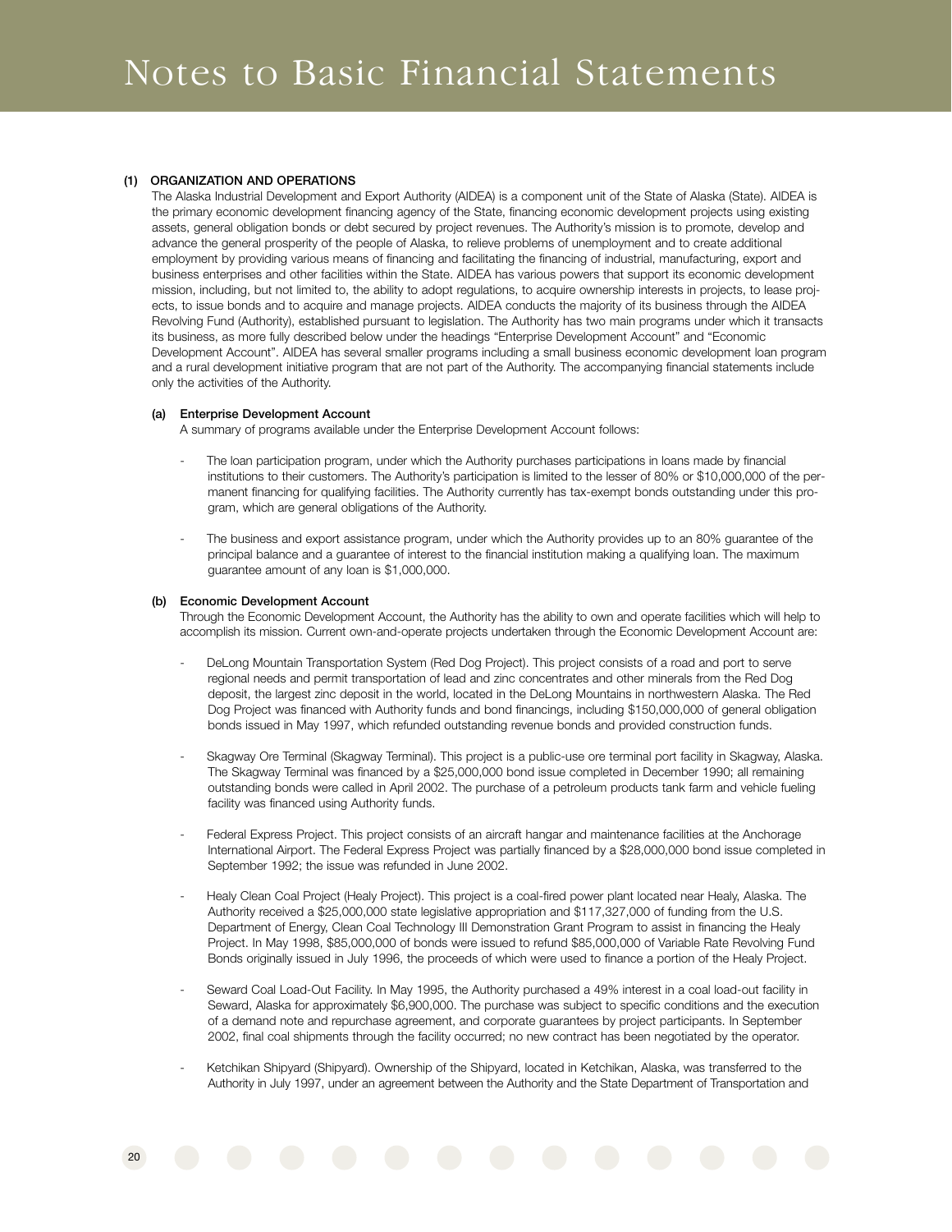# Notes to Basic Financial Statements

## (1) ORGANIZATION AND OPERATIONS

The Alaska Industrial Development and Export Authority (AIDEA) is a component unit of the State of Alaska (State). AIDEA is the primary economic development financing agency of the State, financing economic development projects using existing assets, general obligation bonds or debt secured by project revenues. The Authority's mission is to promote, develop and advance the general prosperity of the people of Alaska, to relieve problems of unemployment and to create additional employment by providing various means of financing and facilitating the financing of industrial, manufacturing, export and business enterprises and other facilities within the State. AIDEA has various powers that support its economic development mission, including, but not limited to, the ability to adopt regulations, to acquire ownership interests in projects, to lease projects, to issue bonds and to acquire and manage projects. AIDEA conducts the majority of its business through the AIDEA Revolving Fund (Authority), established pursuant to legislation. The Authority has two main programs under which it transacts its business, as more fully described below under the headings "Enterprise Development Account" and "Economic Development Account". AIDEA has several smaller programs including a small business economic development loan program and a rural development initiative program that are not part of the Authority. The accompanying financial statements include only the activities of the Authority.

### (a) Enterprise Development Account

A summary of programs available under the Enterprise Development Account follows:

- The loan participation program, under which the Authority purchases participations in loans made by financial institutions to their customers. The Authority's participation is limited to the lesser of 80% or $10,000,000 of the permanent financing for qualifying facilities. The Authority currently has tax-exempt bonds outstanding under this program, which are general obligations of the Authority.

- The business and export assistance program, under which the Authority provides up to an 80% guarantee of the principal balance and a guarantee of interest to the financial institution making a qualifying loan. The maximum guarantee amount of any loan is $1,000,000.

### (b) Economic Development Account

Through the Economic Development Account, the Authority has the ability to own and operate facilities which will help to accomplish its mission. Current own-and-operate projects undertaken through the Economic Development Account are:

- DeLong Mountain Transportation System (Red Dog Project). This project consists of a road and port to serve regional needs and permit transportation of lead and zinc concentrates and other minerals from the Red Dog deposit, the largest zinc deposit in the world, located in the DeLong Mountains in northwestern Alaska. The Red Dog Project was financed with Authority funds and bond financings, including $150,000,000 of general obligation bonds issued in May 1997, which refunded outstanding revenue bonds and provided construction funds.

- Skagway Ore Terminal (Skagway Terminal). This project is a public-use ore terminal port facility in Skagway, Alaska. The Skagway Terminal was financed by a $25,000,000 bond issue completed in December 1990; all remaining outstanding bonds were called in April 2002. The purchase of a petroleum products tank farm and vehicle fueling facility was financed using Authority funds.

- Federal Express Project. This project consists of an aircraft hangar and maintenance facilities at the Anchorage International Airport. The Federal Express Project was partially financed by a $28,000,000 bond issue completed in September 1992; the issue was refunded in June 2002.

- Healy Clean Coal Project (Healy Project). This project is a coal-fired power plant located near Healy, Alaska. The Authority received a $25,000,000 state legislative appropriation and $117,327,000 of funding from the U.S. Department of Energy, Clean Coal Technology III Demonstration Grant Program to assist in financing the Healy Project. In May 1998, $85,000,000 of bonds were issued to refund $85,000,000 of Variable Rate Revolving Fund Bonds originally issued in July 1996, the proceeds of which were used to finance a portion of the Healy Project.

- Seward Coal Load-Out Facility. In May 1995, the Authority purchased a 49% interest in a coal load-out facility in Seward, Alaska for approximately $6,900,000. The purchase was subject to specific conditions and the execution of a demand note and repurchase agreement, and corporate guarantees by project participants. In September 2002, final coal shipments through the facility occurred; no new contract has been negotiated by the operator.

- Ketchikan Shipyard (Shipyard). Ownership of the Shipyard, located in Ketchikan, Alaska, was transferred to the Authority in July 1997, under an agreement between the Authority and the State Department of Transportation and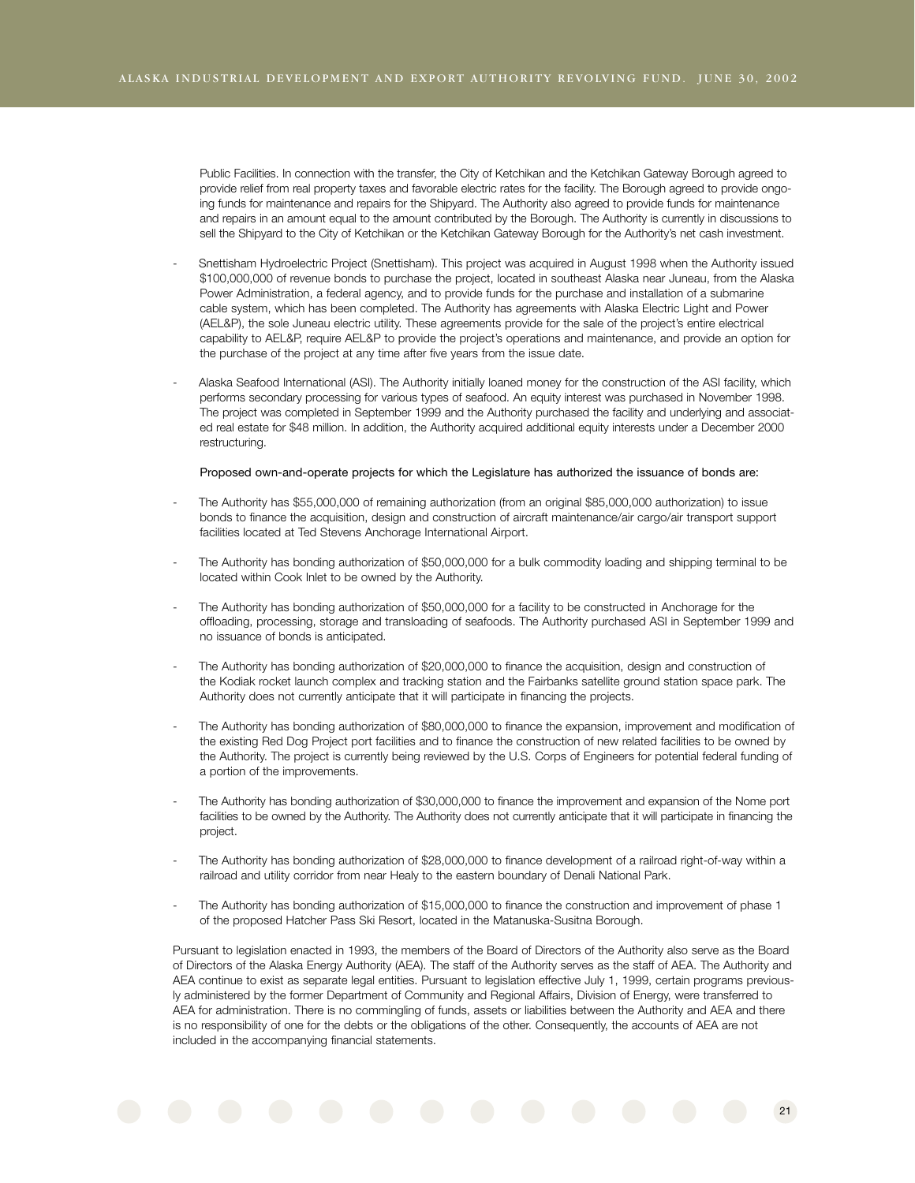Public Facilities. In connection with the transfer, the City of Ketchikan and the Ketchikan Gateway Borough agreed to provide relief from real property taxes and favorable electric rates for the facility. The Borough agreed to provide ongoing funds for maintenance and repairs for the Shipyard. The Authority also agreed to provide funds for maintenance and repairs in an amount equal to the amount contributed by the Borough. The Authority is currently in discussions to sell the Shipyard to the City of Ketchikan or the Ketchikan Gateway Borough for the Authority's net cash investment.

- Snettisham Hydroelectric Project (Snettisham). This project was acquired in August 1998 when the Authority issued $100,000,000 of revenue bonds to purchase the project, located in southeast Alaska near Juneau, from the Alaska Power Administration, a federal agency, and to provide funds for the purchase and installation of a submarine cable system, which has been completed. The Authority has agreements with Alaska Electric Light and Power (AEL&P), the sole Juneau electric utility. These agreements provide for the sale of the project's entire electrical capability to AEL&P, require AEL&P to provide the project's operations and maintenance, and provide an option for the purchase of the project at any time after five years from the issue date.

- Alaska Seafood International (ASI). The Authority initially loaned money for the construction of the ASI facility, which performs secondary processing for various types of seafood. An equity interest was purchased in November 1998. The project was completed in September 1999 and the Authority purchased the facility and underlying and associated real estate for $48 million. In addition, the Authority acquired additional equity interests under a December 2000 restructuring.

Proposed own-and-operate projects for which the Legislature has authorized the issuance of bonds are:

- The Authority has $55,000,000 of remaining authorization (from an original $85,000,000 authorization) to issue bonds to finance the acquisition, design and construction of aircraft maintenance/air cargo/air transport support facilities located at Ted Stevens Anchorage International Airport.

- The Authority has bonding authorization of $50,000,000 for a bulk commodity loading and shipping terminal to be located within Cook Inlet to be owned by the Authority.

- The Authority has bonding authorization of $50,000,000 for a facility to be constructed in Anchorage for the offloading, processing, storage and transloading of seafoods. The Authority purchased ASI in September 1999 and no issuance of bonds is anticipated.

- The Authority has bonding authorization of $20,000,000 to finance the acquisition, design and construction of the Kodiak rocket launch complex and tracking station and the Fairbanks satellite ground station space park. The Authority does not currently anticipate that it will participate in financing the projects.

- The Authority has bonding authorization of $80,000,000 to finance the expansion, improvement and modification of the existing Red Dog Project port facilities and to finance the construction of new related facilities to be owned by the Authority. The project is currently being reviewed by the U.S. Corps of Engineers for potential federal funding of a portion of the improvements.

- The Authority has bonding authorization of $30,000,000 to finance the improvement and expansion of the Nome port facilities to be owned by the Authority. The Authority does not currently anticipate that it will participate in financing the project.

- The Authority has bonding authorization of $28,000,000 to finance development of a railroad right-of-way within a railroad and utility corridor from near Healy to the eastern boundary of Denali National Park.

- The Authority has bonding authorization of $15,000,000 to finance the construction and improvement of phase 1 of the proposed Hatcher Pass Ski Resort, located in the Matanuska-Susitna Borough.

Pursuant to legislation enacted in 1993, the members of the Board of Directors of the Authority also serve as the Board of Directors of the Alaska Energy Authority (AEA). The staff of the Authority serves as the staff of AEA. The Authority and AEA continue to exist as separate legal entities. Pursuant to legislation effective July 1, 1999, certain programs previously administered by the former Department of Community and Regional Affairs, Division of Energy, were transferred to AEA for administration. There is no commingling of funds, assets or liabilities between the Authority and AEA and there is no responsibility of one for the debts or the obligations of the other. Consequently, the accounts of AEA are not included in the accompanying financial statements.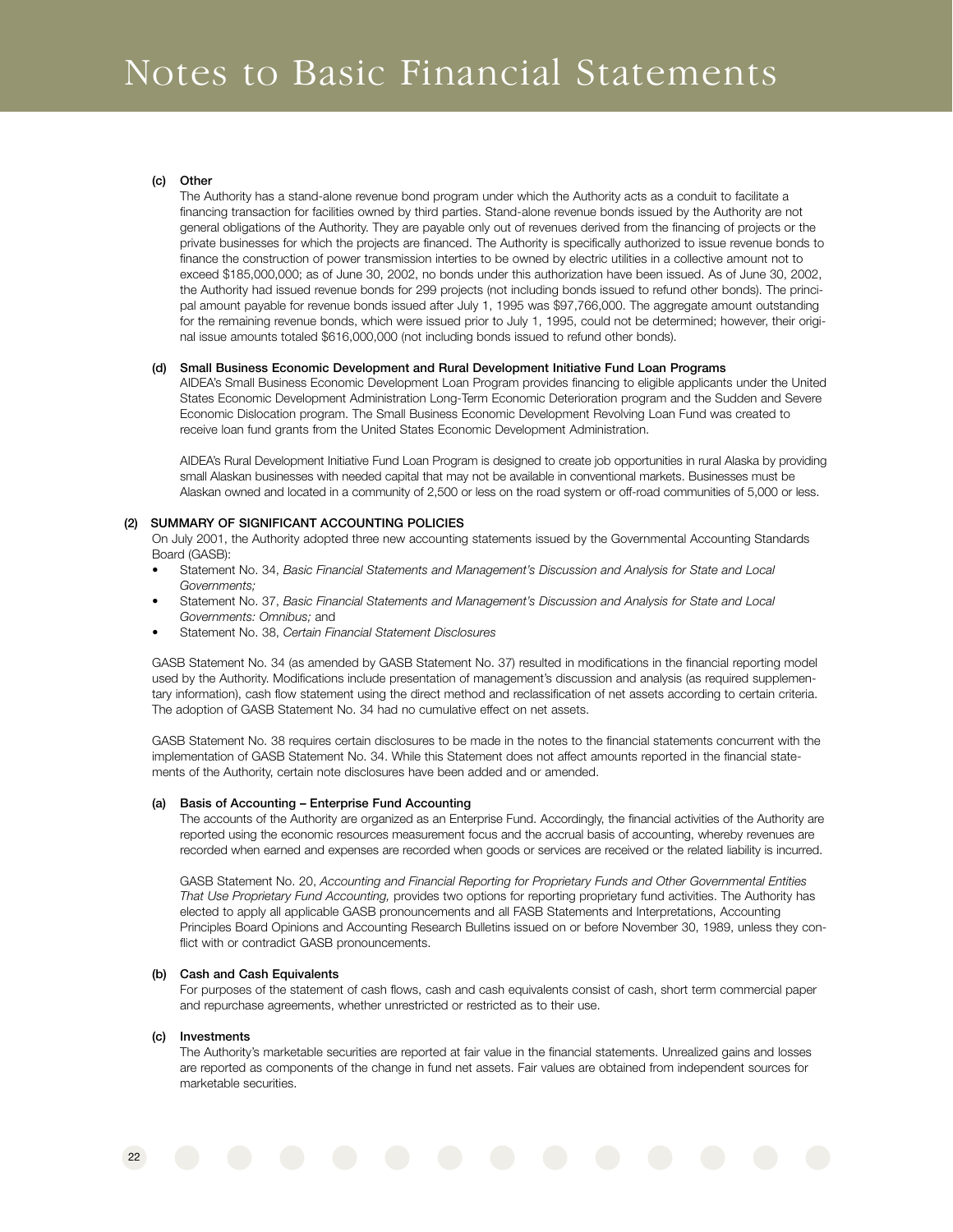# Notes to Basic Financial Statements

**(c) Other**

The Authority has a stand-alone revenue bond program under which the Authority acts as a conduit to facilitate a financing transaction for facilities owned by third parties. Stand-alone revenue bonds issued by the Authority are not general obligations of the Authority. They are payable only out of revenues derived from the financing of projects or the private businesses for which the projects are financed. The Authority is specifically authorized to issue revenue bonds to finance the construction of power transmission interties to be owned by electric utilities in a collective amount not to exceed $185,000,000; as of June 30, 2002, no bonds under this authorization have been issued. As of June 30, 2002, the Authority had issued revenue bonds for 299 projects (not including bonds issued to refund other bonds). The principal amount payable for revenue bonds issued after July 1, 1995 was $97,766,000. The aggregate amount outstanding for the remaining revenue bonds, which were issued prior to July 1, 1995, could not be determined; however, their original issue amounts totaled $616,000,000 (not including bonds issued to refund other bonds).

**(d) Small Business Economic Development and Rural Development Initiative Fund Loan Programs**

AIDEA's Small Business Economic Development Loan Program provides financing to eligible applicants under the United States Economic Development Administration Long-Term Economic Deterioration program and the Sudden and Severe Economic Dislocation program. The Small Business Economic Development Revolving Loan Fund was created to receive loan fund grants from the United States Economic Development Administration.

AIDEA's Rural Development Initiative Fund Loan Program is designed to create job opportunities in rural Alaska by providing small Alaskan businesses with needed capital that may not be available in conventional markets. Businesses must be Alaskan owned and located in a community of 2,500 or less on the road system or off-road communities of 5,000 or less.

**(2) SUMMARY OF SIGNIFICANT ACCOUNTING POLICIES**

On July 2001, the Authority adopted three new accounting statements issued by the Governmental Accounting Standards Board (GASB):

- Statement No. 34, *Basic Financial Statements and Management's Discussion and Analysis for State and Local Governments;*
- Statement No. 37, *Basic Financial Statements and Management's Discussion and Analysis for State and Local Governments: Omnibus;* and
- Statement No. 38, *Certain Financial Statement Disclosures*

GASB Statement No. 34 (as amended by GASB Statement No. 37) resulted in modifications in the financial reporting model used by the Authority. Modifications include presentation of management's discussion and analysis (as required supplementary information), cash flow statement using the direct method and reclassification of net assets according to certain criteria. The adoption of GASB Statement No. 34 had no cumulative effect on net assets.

GASB Statement No. 38 requires certain disclosures to be made in the notes to the financial statements concurrent with the implementation of GASB Statement No. 34. While this Statement does not affect amounts reported in the financial statements of the Authority, certain note disclosures have been added and or amended.

**(a) Basis of Accounting – Enterprise Fund Accounting**

The accounts of the Authority are organized as an Enterprise Fund. Accordingly, the financial activities of the Authority are reported using the economic resources measurement focus and the accrual basis of accounting, whereby revenues are recorded when earned and expenses are recorded when goods or services are received or the related liability is incurred.

GASB Statement No. 20, *Accounting and Financial Reporting for Proprietary Funds and Other Governmental Entities That Use Proprietary Fund Accounting,* provides two options for reporting proprietary fund activities. The Authority has elected to apply all applicable GASB pronouncements and all FASB Statements and Interpretations, Accounting Principles Board Opinions and Accounting Research Bulletins issued on or before November 30, 1989, unless they conflict with or contradict GASB pronouncements.

**(b) Cash and Cash Equivalents**

For purposes of the statement of cash flows, cash and cash equivalents consist of cash, short term commercial paper and repurchase agreements, whether unrestricted or restricted as to their use.

**(c) Investments**

The Authority's marketable securities are reported at fair value in the financial statements. Unrealized gains and losses are reported as components of the change in fund net assets. Fair values are obtained from independent sources for marketable securities.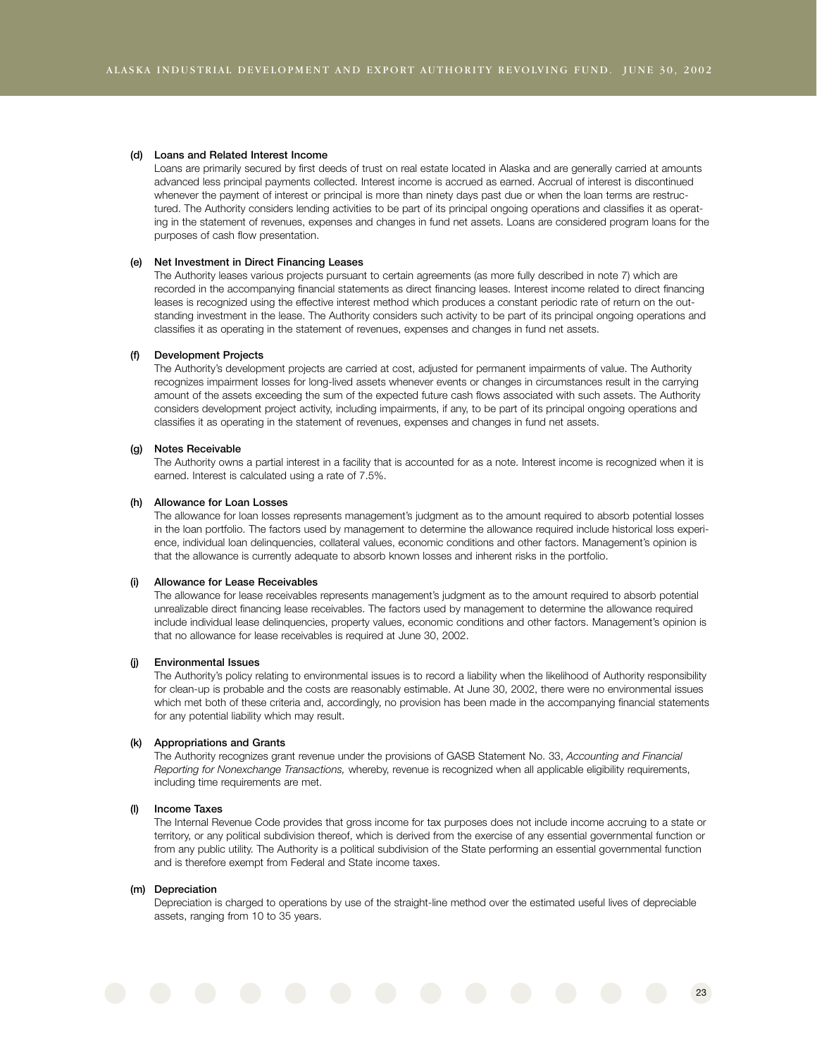**(d) Loans and Related Interest Income**

Loans are primarily secured by first deeds of trust on real estate located in Alaska and are generally carried at amounts advanced less principal payments collected. Interest income is accrued as earned. Accrual of interest is discontinued whenever the payment of interest or principal is more than ninety days past due or when the loan terms are restructured. The Authority considers lending activities to be part of its principal ongoing operations and classifies it as operating in the statement of revenues, expenses and changes in fund net assets. Loans are considered program loans for the purposes of cash flow presentation.

**(e) Net Investment in Direct Financing Leases**

The Authority leases various projects pursuant to certain agreements (as more fully described in note 7) which are recorded in the accompanying financial statements as direct financing leases. Interest income related to direct financing leases is recognized using the effective interest method which produces a constant periodic rate of return on the outstanding investment in the lease. The Authority considers such activity to be part of its principal ongoing operations and classifies it as operating in the statement of revenues, expenses and changes in fund net assets.

**(f) Development Projects**

The Authority's development projects are carried at cost, adjusted for permanent impairments of value. The Authority recognizes impairment losses for long-lived assets whenever events or changes in circumstances result in the carrying amount of the assets exceeding the sum of the expected future cash flows associated with such assets. The Authority considers development project activity, including impairments, if any, to be part of its principal ongoing operations and classifies it as operating in the statement of revenues, expenses and changes in fund net assets.

**(g) Notes Receivable**

The Authority owns a partial interest in a facility that is accounted for as a note. Interest income is recognized when it is earned. Interest is calculated using a rate of 7.5%.

**(h) Allowance for Loan Losses**

The allowance for loan losses represents management's judgment as to the amount required to absorb potential losses in the loan portfolio. The factors used by management to determine the allowance required include historical loss experience, individual loan delinquencies, collateral values, economic conditions and other factors. Management's opinion is that the allowance is currently adequate to absorb known losses and inherent risks in the portfolio.

**(i) Allowance for Lease Receivables**

The allowance for lease receivables represents management's judgment as to the amount required to absorb potential unrealizable direct financing lease receivables. The factors used by management to determine the allowance required include individual lease delinquencies, property values, economic conditions and other factors. Management's opinion is that no allowance for lease receivables is required at June 30, 2002.

**(j) Environmental Issues**

The Authority's policy relating to environmental issues is to record a liability when the likelihood of Authority responsibility for clean-up is probable and the costs are reasonably estimable. At June 30, 2002, there were no environmental issues which met both of these criteria and, accordingly, no provision has been made in the accompanying financial statements for any potential liability which may result.

**(k) Appropriations and Grants**

The Authority recognizes grant revenue under the provisions of GASB Statement No. 33, *Accounting and Financial Reporting for Nonexchange Transactions,* whereby, revenue is recognized when all applicable eligibility requirements, including time requirements are met.

**(l) Income Taxes**

The Internal Revenue Code provides that gross income for tax purposes does not include income accruing to a state or territory, or any political subdivision thereof, which is derived from the exercise of any essential governmental function or from any public utility. The Authority is a political subdivision of the State performing an essential governmental function and is therefore exempt from Federal and State income taxes.

**(m) Depreciation**

Depreciation is charged to operations by use of the straight-line method over the estimated useful lives of depreciable assets, ranging from 10 to 35 years.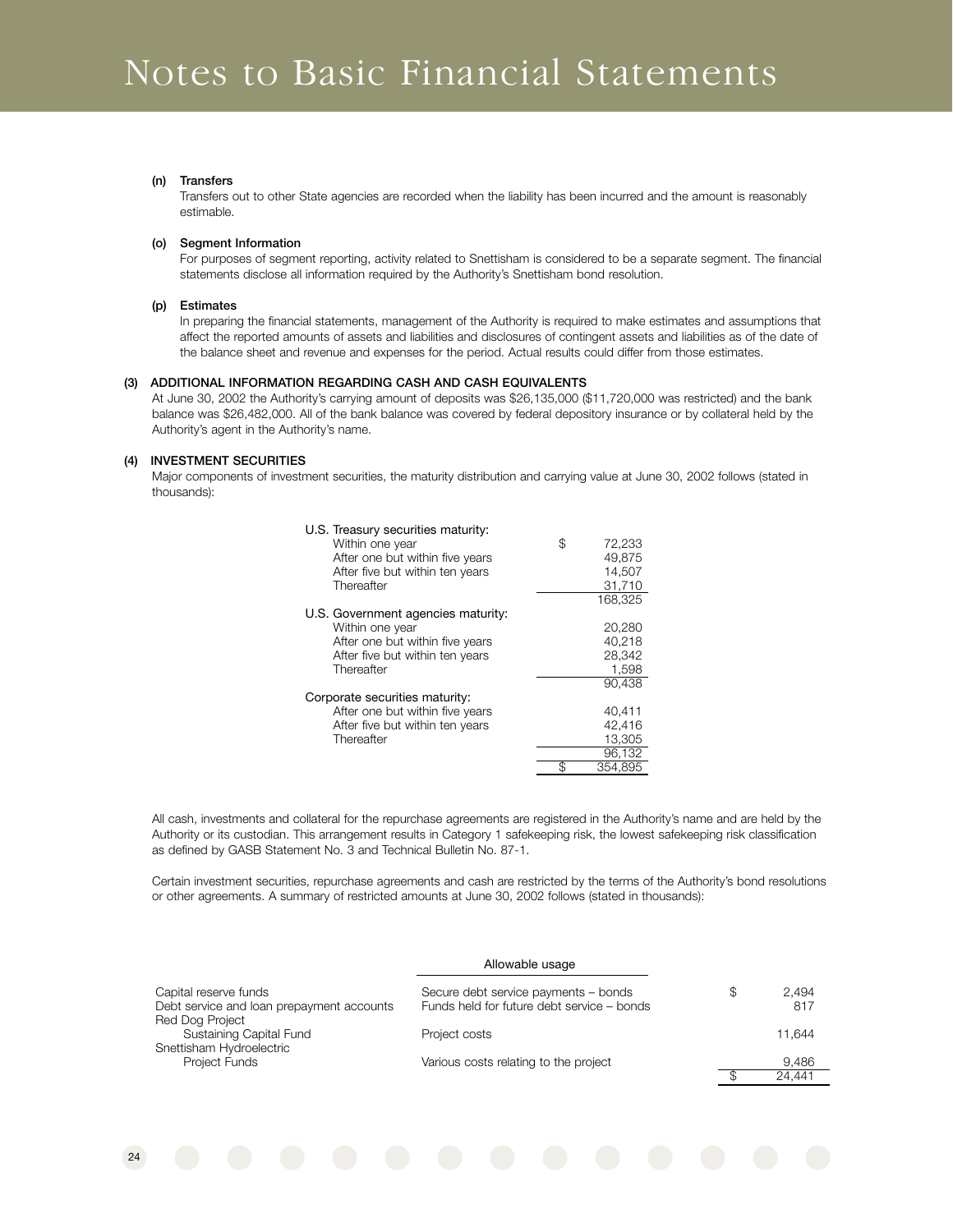# Notes to Basic Financial Statements

**(n) Transfers**

Transfers out to other State agencies are recorded when the liability has been incurred and the amount is reasonably estimable.

**(o) Segment Information**

For purposes of segment reporting, activity related to Snettisham is considered to be a separate segment. The financial statements disclose all information required by the Authority's Snettisham bond resolution.

**(p) Estimates**

In preparing the financial statements, management of the Authority is required to make estimates and assumptions that affect the reported amounts of assets and liabilities and disclosures of contingent assets and liabilities as of the date of the balance sheet and revenue and expenses for the period. Actual results could differ from those estimates.

**(3) ADDITIONAL INFORMATION REGARDING CASH AND CASH EQUIVALENTS**

At June 30, 2002 the Authority's carrying amount of deposits was $26,135,000 ($11,720,000 was restricted) and the bank balance was $26,482,000. All of the bank balance was covered by federal depository insurance or by collateral held by the Authority's agent in the Authority's name.

**(4) INVESTMENT SECURITIES**

Major components of investment securities, the maturity distribution and carrying value at June 30, 2002 follows (stated in thousands):

| | |
|---|---|
| U.S. Treasury securities maturity: | |
| Within one year | $ 72,233 |
| After one but within five years | 49,875 |
| After five but within ten years | 14,507 |
| Thereafter | 31,710 |
| | 168,325 |
| U.S. Government agencies maturity: | |
| Within one year | 20,280 |
| After one but within five years | 40,218 |
| After five but within ten years | 28,342 |
| Thereafter | 1,598 |
| | 90,438 |
| Corporate securities maturity: | |
| After one but within five years | 40,411 |
| After five but within ten years | 42,416 |
| Thereafter | 13,305 |
| | 96,132 |
| | $ 354,895 |

All cash, investments and collateral for the repurchase agreements are registered in the Authority's name and are held by the Authority or its custodian. This arrangement results in Category 1 safekeeping risk, the lowest safekeeping risk classification as defined by GASB Statement No. 3 and Technical Bulletin No. 87-1.

Certain investment securities, repurchase agreements and cash are restricted by the terms of the Authority's bond resolutions or other agreements. A summary of restricted amounts at June 30, 2002 follows (stated in thousands):

| | Allowable usage | |
|---|---|---|
| Capital reserve funds | Secure debt service payments – bonds | $ 2,494 |
| Debt service and loan prepayment accounts | Funds held for future debt service – bonds | 817 |
| Red Dog Project | | |
| Sustaining Capital Fund | Project costs | 11,644 |
| Snettisham Hydroelectric | | |
| Project Funds | Various costs relating to the project | 9,486 |
| | | $ 24,441 |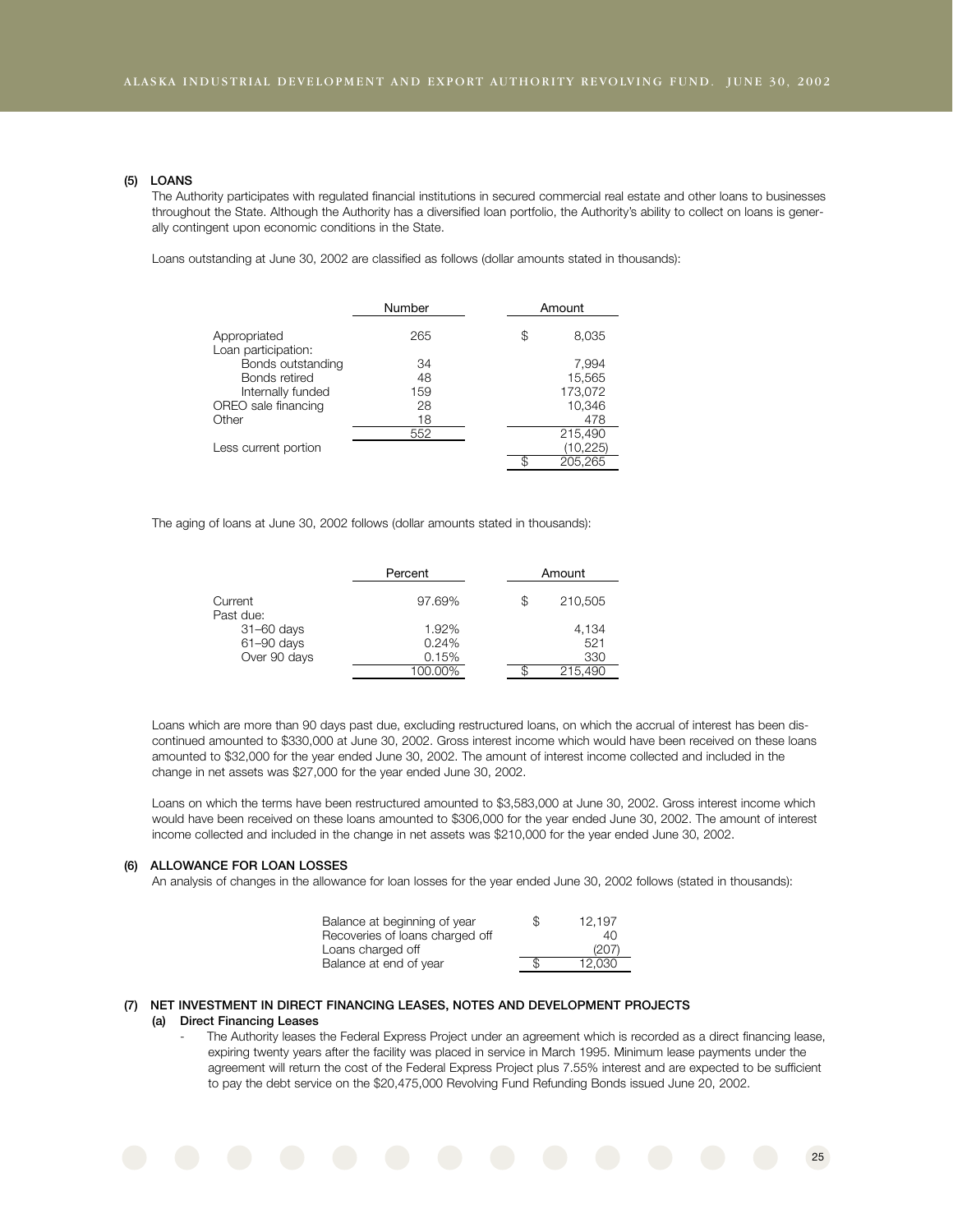### (5) LOANS

The Authority participates with regulated financial institutions in secured commercial real estate and other loans to businesses throughout the State. Although the Authority has a diversified loan portfolio, the Authority's ability to collect on loans is generally contingent upon economic conditions in the State.

Loans outstanding at June 30, 2002 are classified as follows (dollar amounts stated in thousands):

| | Number | Amount |
|---|---|---|
| Appropriated | 265 | $ 8,035 |
| Loan participation: | | |
| Bonds outstanding | 34 | 7,994 |
| Bonds retired | 48 | 15,565 |
| Internally funded | 159 | 173,072 |
| OREO sale financing | 28 | 10,346 |
| Other | 18 | 478 |
| | 552 | 215,490 |
| Less current portion | | (10,225) |
| | | $ 205,265 |

The aging of loans at June 30, 2002 follows (dollar amounts stated in thousands):

| | Percent | Amount |
|---|---|---|
| Current | 97.69% | $ 210,505 |
| Past due: | | |
| 31–60 days | 1.92% | 4,134 |
| 61–90 days | 0.24% | 521 |
| Over 90 days | 0.15% | 330 |
| | 100.00% | $ 215,490 |

Loans which are more than 90 days past due, excluding restructured loans, on which the accrual of interest has been discontinued amounted to $330,000 at June 30, 2002. Gross interest income which would have been received on these loans amounted to $32,000 for the year ended June 30, 2002. The amount of interest income collected and included in the change in net assets was $27,000 for the year ended June 30, 2002.

Loans on which the terms have been restructured amounted to $3,583,000 at June 30, 2002. Gross interest income which would have been received on these loans amounted to $306,000 for the year ended June 30, 2002. The amount of interest income collected and included in the change in net assets was $210,000 for the year ended June 30, 2002.

### (6) ALLOWANCE FOR LOAN LOSSES

An analysis of changes in the allowance for loan losses for the year ended June 30, 2002 follows (stated in thousands):

| | |
|---|---|
| Balance at beginning of year | $ 12,197 |
| Recoveries of loans charged off | 40 |
| Loans charged off | (207) |
| Balance at end of year | $ 12,030 |

### (7) NET INVESTMENT IN DIRECT FINANCING LEASES, NOTES AND DEVELOPMENT PROJECTS

#### (a) Direct Financing Leases

- The Authority leases the Federal Express Project under an agreement which is recorded as a direct financing lease, expiring twenty years after the facility was placed in service in March 1995. Minimum lease payments under the agreement will return the cost of the Federal Express Project plus 7.55% interest and are expected to be sufficient to pay the debt service on the $20,475,000 Revolving Fund Refunding Bonds issued June 20, 2002.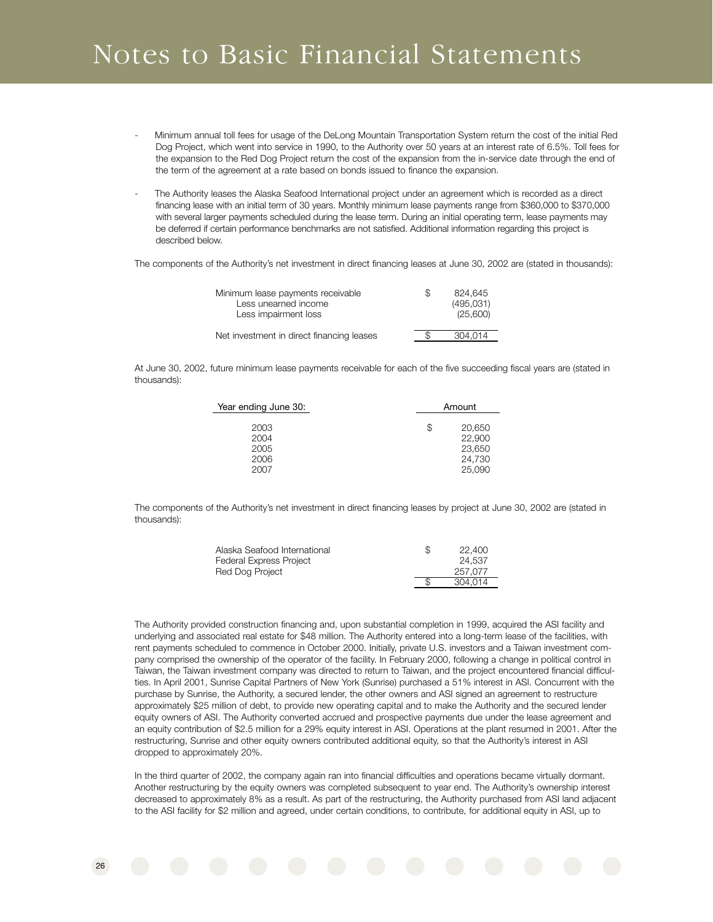# Notes to Basic Financial Statements

- Minimum annual toll fees for usage of the DeLong Mountain Transportation System return the cost of the initial Red Dog Project, which went into service in 1990, to the Authority over 50 years at an interest rate of 6.5%. Toll fees for the expansion to the Red Dog Project return the cost of the expansion from the in-service date through the end of the term of the agreement at a rate based on bonds issued to finance the expansion.

- The Authority leases the Alaska Seafood International project under an agreement which is recorded as a direct financing lease with an initial term of 30 years. Monthly minimum lease payments range from $360,000 to $370,000 with several larger payments scheduled during the lease term. During an initial operating term, lease payments may be deferred if certain performance benchmarks are not satisfied. Additional information regarding this project is described below.

The components of the Authority's net investment in direct financing leases at June 30, 2002 are (stated in thousands):

| | | |
|---|---|---|
| Minimum lease payments receivable | $ | 824,645 |
| Less unearned income | | (495,031) |
| Less impairment loss | | (25,600) |
| Net investment in direct financing leases | $ | 304,014 |

At June 30, 2002, future minimum lease payments receivable for each of the five succeeding fiscal years are (stated in thousands):

| Year ending June 30: | | Amount |
|---|---|---|
| 2003 | $ | 20,650 |
| 2004 | | 22,900 |
| 2005 | | 23,650 |
| 2006 | | 24,730 |
| 2007 | | 25,090 |

The components of the Authority's net investment in direct financing leases by project at June 30, 2002 are (stated in thousands):

| | | |
|---|---|---|
| Alaska Seafood International | $ | 22,400 |
| Federal Express Project | | 24,537 |
| Red Dog Project | | 257,077 |
| | $ | 304,014 |

The Authority provided construction financing and, upon substantial completion in 1999, acquired the ASI facility and underlying and associated real estate for $48 million. The Authority entered into a long-term lease of the facilities, with rent payments scheduled to commence in October 2000. Initially, private U.S. investors and a Taiwan investment company comprised the ownership of the operator of the facility. In February 2000, following a change in political control in Taiwan, the Taiwan investment company was directed to return to Taiwan, and the project encountered financial difficulties. In April 2001, Sunrise Capital Partners of New York (Sunrise) purchased a 51% interest in ASI. Concurrent with the purchase by Sunrise, the Authority, a secured lender, the other owners and ASI signed an agreement to restructure approximately $25 million of debt, to provide new operating capital and to make the Authority and the secured lender equity owners of ASI. The Authority converted accrued and prospective payments due under the lease agreement and an equity contribution of $2.5 million for a 29% equity interest in ASI. Operations at the plant resumed in 2001. After the restructuring, Sunrise and other equity owners contributed additional equity, so that the Authority's interest in ASI dropped to approximately 20%.

In the third quarter of 2002, the company again ran into financial difficulties and operations became virtually dormant. Another restructuring by the equity owners was completed subsequent to year end. The Authority's ownership interest decreased to approximately 8% as a result. As part of the restructuring, the Authority purchased from ASI land adjacent to the ASI facility for $2 million and agreed, under certain conditions, to contribute, for additional equity in ASI, up to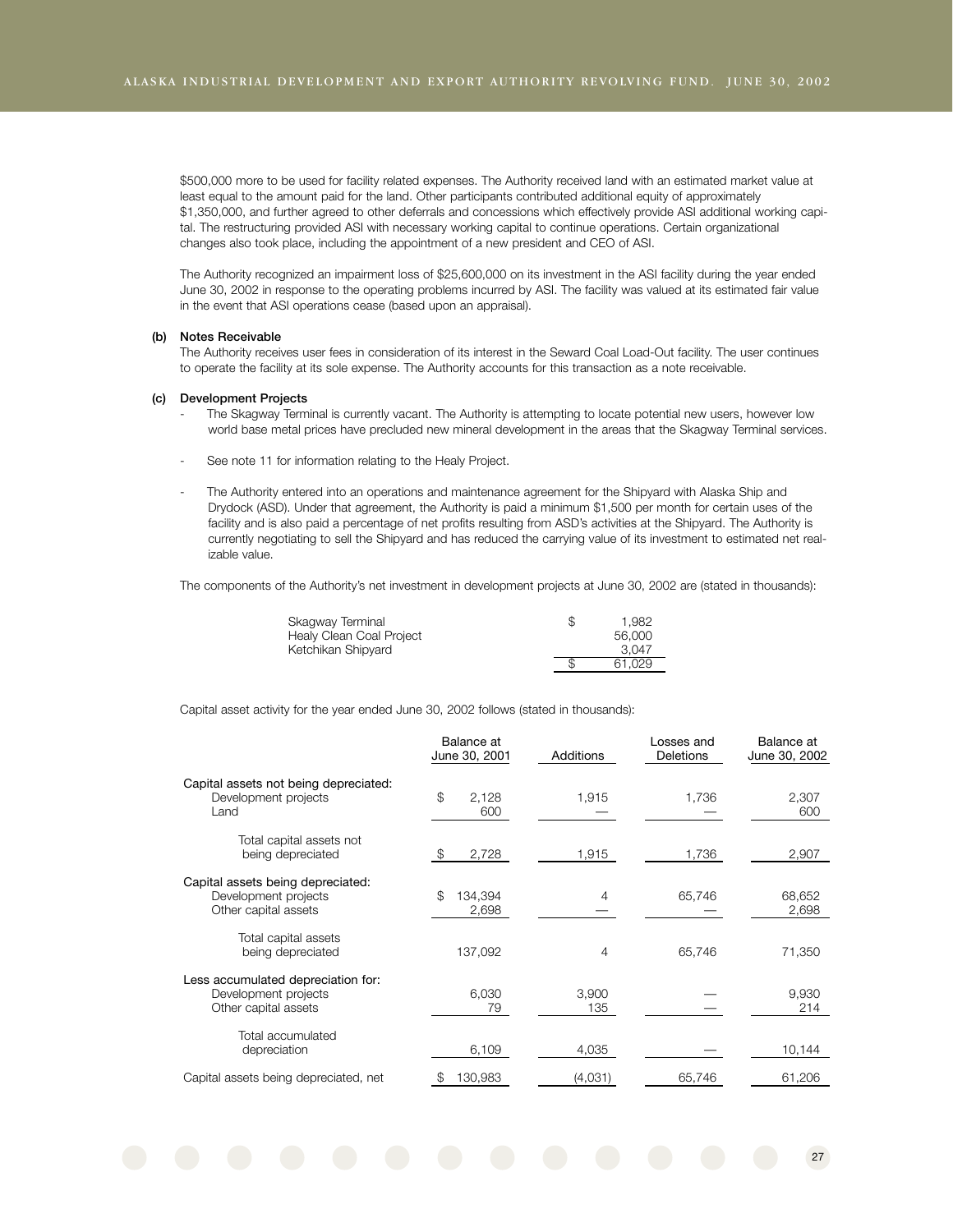$500,000 more to be used for facility related expenses. The Authority received land with an estimated market value at least equal to the amount paid for the land. Other participants contributed additional equity of approximately $1,350,000, and further agreed to other deferrals and concessions which effectively provide ASI additional working capital. The restructuring provided ASI with necessary working capital to continue operations. Certain organizational changes also took place, including the appointment of a new president and CEO of ASI.

The Authority recognized an impairment loss of $25,600,000 on its investment in the ASI facility during the year ended June 30, 2002 in response to the operating problems incurred by ASI. The facility was valued at its estimated fair value in the event that ASI operations cease (based upon an appraisal).

**(b) Notes Receivable**

The Authority receives user fees in consideration of its interest in the Seward Coal Load-Out facility. The user continues to operate the facility at its sole expense. The Authority accounts for this transaction as a note receivable.

**(c) Development Projects**

- The Skagway Terminal is currently vacant. The Authority is attempting to locate potential new users, however low world base metal prices have precluded new mineral development in the areas that the Skagway Terminal services.
- See note 11 for information relating to the Healy Project.
- The Authority entered into an operations and maintenance agreement for the Shipyard with Alaska Ship and Drydock (ASD). Under that agreement, the Authority is paid a minimum $1,500 per month for certain uses of the facility and is also paid a percentage of net profits resulting from ASD's activities at the Shipyard. The Authority is currently negotiating to sell the Shipyard and has reduced the carrying value of its investment to estimated net realizable value.

The components of the Authority's net investment in development projects at June 30, 2002 are (stated in thousands):

| | |
|---|---|
| Skagway Terminal | $ 1,982 |
| Healy Clean Coal Project | 56,000 |
| Ketchikan Shipyard | 3,047 |
| | $ 61,029 |

Capital asset activity for the year ended June 30, 2002 follows (stated in thousands):

| | Balance at June 30, 2001 | Additions | Losses and Deletions | Balance at June 30, 2002 |
|---|---|---|---|---|
| Capital assets not being depreciated: | | | | |
| Development projects | $ 2,128 | 1,915 | 1,736 | 2,307 |
| Land | 600 | — | — | 600 |
| Total capital assets not being depreciated | $ 2,728 | 1,915 | 1,736 | 2,907 |
| Capital assets being depreciated: | | | | |
| Development projects | $ 134,394 | 4 | 65,746 | 68,652 |
| Other capital assets | 2,698 | — | — | 2,698 |
| Total capital assets being depreciated | 137,092 | 4 | 65,746 | 71,350 |
| Less accumulated depreciation for: | | | | |
| Development projects | 6,030 | 3,900 | — | 9,930 |
| Other capital assets | 79 | 135 | — | 214 |
| Total accumulated depreciation | 6,109 | 4,035 | — | 10,144 |
| Capital assets being depreciated, net | $ 130,983 | (4,031) | 65,746 | 61,206 |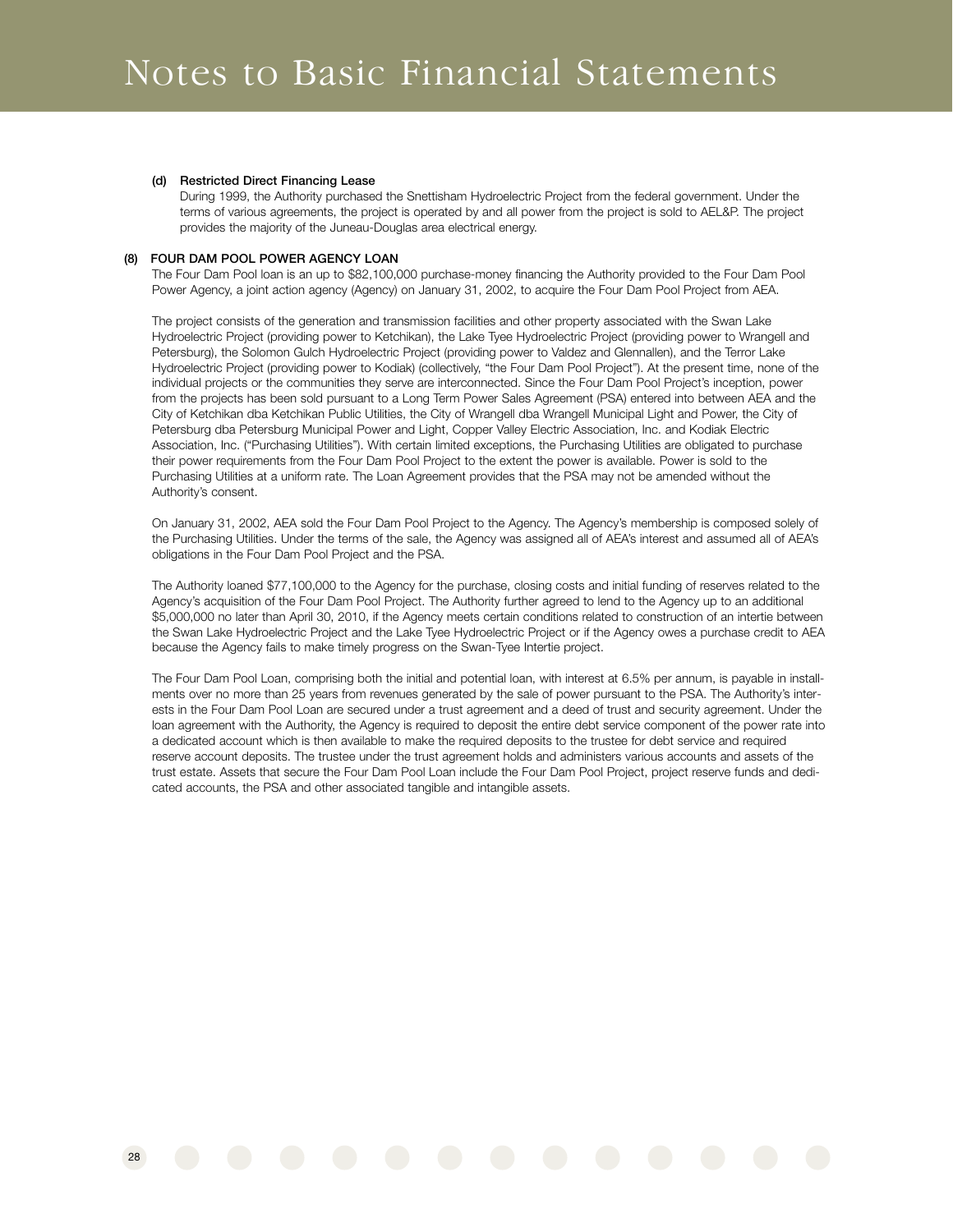#### (d) Restricted Direct Financing Lease

During 1999, the Authority purchased the Snettisham Hydroelectric Project from the federal government. Under the terms of various agreements, the project is operated by and all power from the project is sold to AEL&P. The project provides the majority of the Juneau-Douglas area electrical energy.

### (8) FOUR DAM POOL POWER AGENCY LOAN

The Four Dam Pool loan is an up to $82,100,000 purchase-money financing the Authority provided to the Four Dam Pool Power Agency, a joint action agency (Agency) on January 31, 2002, to acquire the Four Dam Pool Project from AEA.

The project consists of the generation and transmission facilities and other property associated with the Swan Lake Hydroelectric Project (providing power to Ketchikan), the Lake Tyee Hydroelectric Project (providing power to Wrangell and Petersburg), the Solomon Gulch Hydroelectric Project (providing power to Valdez and Glennallen), and the Terror Lake Hydroelectric Project (providing power to Kodiak) (collectively, "the Four Dam Pool Project"). At the present time, none of the individual projects or the communities they serve are interconnected. Since the Four Dam Pool Project's inception, power from the projects has been sold pursuant to a Long Term Power Sales Agreement (PSA) entered into between AEA and the City of Ketchikan dba Ketchikan Public Utilities, the City of Wrangell dba Wrangell Municipal Light and Power, the City of Petersburg dba Petersburg Municipal Power and Light, Copper Valley Electric Association, Inc. and Kodiak Electric Association, Inc. ("Purchasing Utilities"). With certain limited exceptions, the Purchasing Utilities are obligated to purchase their power requirements from the Four Dam Pool Project to the extent the power is available. Power is sold to the Purchasing Utilities at a uniform rate. The Loan Agreement provides that the PSA may not be amended without the Authority's consent.

On January 31, 2002, AEA sold the Four Dam Pool Project to the Agency. The Agency's membership is composed solely of the Purchasing Utilities. Under the terms of the sale, the Agency was assigned all of AEA's interest and assumed all of AEA's obligations in the Four Dam Pool Project and the PSA.

The Authority loaned $77,100,000 to the Agency for the purchase, closing costs and initial funding of reserves related to the Agency's acquisition of the Four Dam Pool Project. The Authority further agreed to lend to the Agency up to an additional $5,000,000 no later than April 30, 2010, if the Agency meets certain conditions related to construction of an intertie between the Swan Lake Hydroelectric Project and the Lake Tyee Hydroelectric Project or if the Agency owes a purchase credit to AEA because the Agency fails to make timely progress on the Swan-Tyee Intertie project.

The Four Dam Pool Loan, comprising both the initial and potential loan, with interest at 6.5% per annum, is payable in installments over no more than 25 years from revenues generated by the sale of power pursuant to the PSA. The Authority's interests in the Four Dam Pool Loan are secured under a trust agreement and a deed of trust and security agreement. Under the loan agreement with the Authority, the Agency is required to deposit the entire debt service component of the power rate into a dedicated account which is then available to make the required deposits to the trustee for debt service and required reserve account deposits. The trustee under the trust agreement holds and administers various accounts and assets of the trust estate. Assets that secure the Four Dam Pool Loan include the Four Dam Pool Project, project reserve funds and dedicated accounts, the PSA and other associated tangible and intangible assets.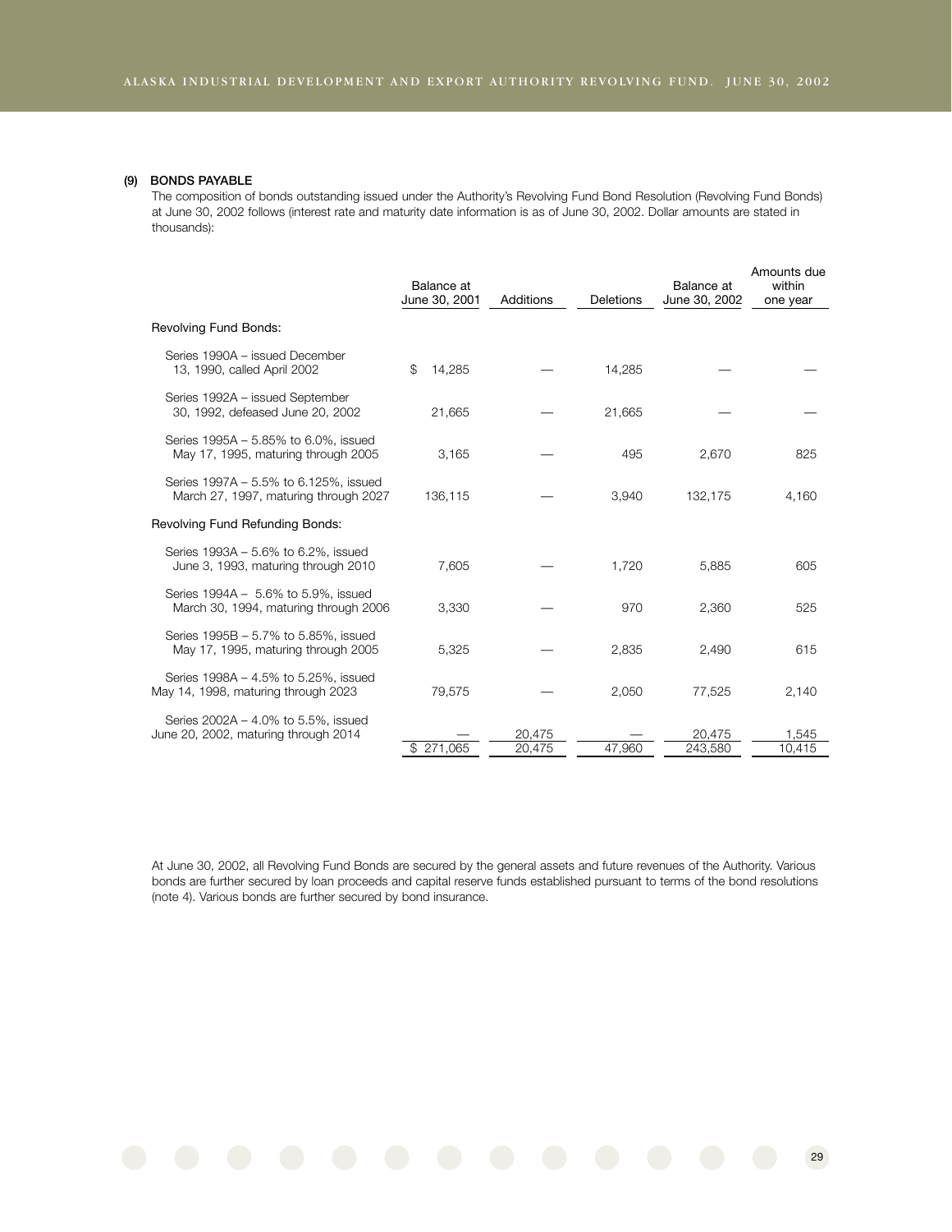### (9) BONDS PAYABLE

The composition of bonds outstanding issued under the Authority's Revolving Fund Bond Resolution (Revolving Fund Bonds) at June 30, 2002 follows (interest rate and maturity date information is as of June 30, 2002. Dollar amounts are stated in thousands):

| | Balance at June 30, 2001 | Additions | Deletions | Balance at June 30, 2002 | Amounts due within one year |
|---|---|---|---|---|---|
| Revolving Fund Bonds: | | | | | |
| Series 1990A – issued December 13, 1990, called April 2002 | $ 14,285 | — | 14,285 | — | — |
| Series 1992A – issued September 30, 1992, defeased June 20, 2002 | 21,665 | — | 21,665 | — | — |
| Series 1995A – 5.85% to 6.0%, issued May 17, 1995, maturing through 2005 | 3,165 | — | 495 | 2,670 | 825 |
| Series 1997A – 5.5% to 6.125%, issued March 27, 1997, maturing through 2027 | 136,115 | — | 3,940 | 132,175 | 4,160 |
| Revolving Fund Refunding Bonds: | | | | | |
| Series 1993A – 5.6% to 6.2%, issued June 3, 1993, maturing through 2010 | 7,605 | — | 1,720 | 5,885 | 605 |
| Series 1994A – 5.6% to 5.9%, issued March 30, 1994, maturing through 2006 | 3,330 | — | 970 | 2,360 | 525 |
| Series 1995B – 5.7% to 5.85%, issued May 17, 1995, maturing through 2005 | 5,325 | — | 2,835 | 2,490 | 615 |
| Series 1998A – 4.5% to 5.25%, issued May 14, 1998, maturing through 2023 | 79,575 | — | 2,050 | 77,525 | 2,140 |
| Series 2002A – 4.0% to 5.5%, issued June 20, 2002, maturing through 2014 | — | 20,475 | — | 20,475 | 1,545 |
| | $ 271,065 | 20,475 | 47,960 | 243,580 | 10,415 |

At June 30, 2002, all Revolving Fund Bonds are secured by the general assets and future revenues of the Authority. Various bonds are further secured by loan proceeds and capital reserve funds established pursuant to terms of the bond resolutions (note 4). Various bonds are further secured by bond insurance.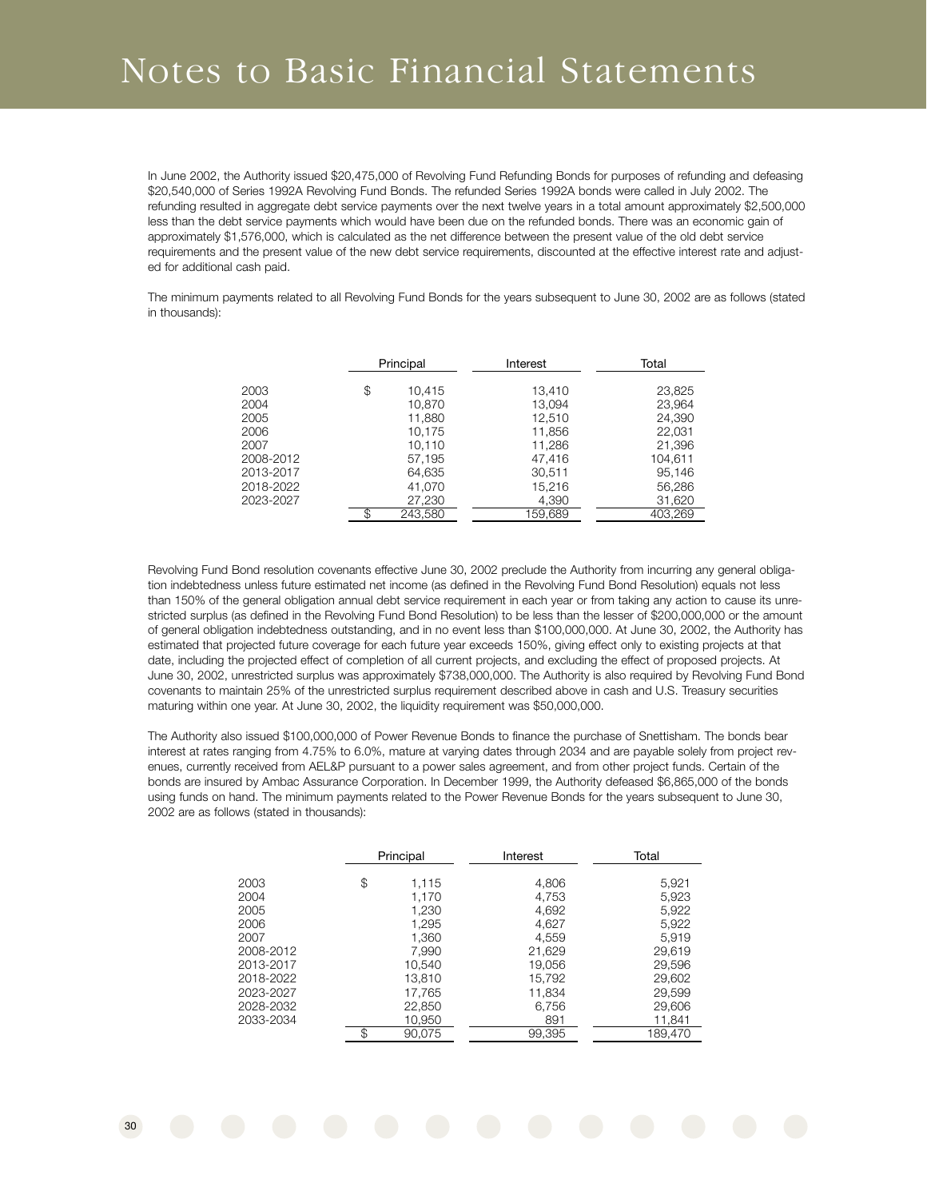# Notes to Basic Financial Statements

In June 2002, the Authority issued $20,475,000 of Revolving Fund Refunding Bonds for purposes of refunding and defeasing $20,540,000 of Series 1992A Revolving Fund Bonds. The refunded Series 1992A bonds were called in July 2002. The refunding resulted in aggregate debt service payments over the next twelve years in a total amount approximately $2,500,000 less than the debt service payments which would have been due on the refunded bonds. There was an economic gain of approximately $1,576,000, which is calculated as the net difference between the present value of the old debt service requirements and the present value of the new debt service requirements, discounted at the effective interest rate and adjusted for additional cash paid.

The minimum payments related to all Revolving Fund Bonds for the years subsequent to June 30, 2002 are as follows (stated in thousands):

| | Principal | Interest | Total |
|---|---|---|---|
| 2003 | $ 10,415 | 13,410 | 23,825 |
| 2004 | 10,870 | 13,094 | 23,964 |
| 2005 | 11,880 | 12,510 | 24,390 |
| 2006 | 10,175 | 11,856 | 22,031 |
| 2007 | 10,110 | 11,286 | 21,396 |
| 2008-2012 | 57,195 | 47,416 | 104,611 |
| 2013-2017 | 64,635 | 30,511 | 95,146 |
| 2018-2022 | 41,070 | 15,216 | 56,286 |
| 2023-2027 | 27,230 | 4,390 | 31,620 |
| | $ 243,580 | 159,689 | 403,269 |

Revolving Fund Bond resolution covenants effective June 30, 2002 preclude the Authority from incurring any general obligation indebtedness unless future estimated net income (as defined in the Revolving Fund Bond Resolution) equals not less than 150% of the general obligation annual debt service requirement in each year or from taking any action to cause its unrestricted surplus (as defined in the Revolving Fund Bond Resolution) to be less than the lesser of $200,000,000 or the amount of general obligation indebtedness outstanding, and in no event less than $100,000,000. At June 30, 2002, the Authority has estimated that projected future coverage for each future year exceeds 150%, giving effect only to existing projects at that date, including the projected effect of completion of all current projects, and excluding the effect of proposed projects. At June 30, 2002, unrestricted surplus was approximately $738,000,000. The Authority is also required by Revolving Fund Bond covenants to maintain 25% of the unrestricted surplus requirement described above in cash and U.S. Treasury securities maturing within one year. At June 30, 2002, the liquidity requirement was $50,000,000.

The Authority also issued $100,000,000 of Power Revenue Bonds to finance the purchase of Snettisham. The bonds bear interest at rates ranging from 4.75% to 6.0%, mature at varying dates through 2034 and are payable solely from project revenues, currently received from AEL&P pursuant to a power sales agreement, and from other project funds. Certain of the bonds are insured by Ambac Assurance Corporation. In December 1999, the Authority defeased $6,865,000 of the bonds using funds on hand. The minimum payments related to the Power Revenue Bonds for the years subsequent to June 30, 2002 are as follows (stated in thousands):

| | Principal | Interest | Total |
|---|---|---|---|
| 2003 | $ 1,115 | 4,806 | 5,921 |
| 2004 | 1,170 | 4,753 | 5,923 |
| 2005 | 1,230 | 4,692 | 5,922 |
| 2006 | 1,295 | 4,627 | 5,922 |
| 2007 | 1,360 | 4,559 | 5,919 |
| 2008-2012 | 7,990 | 21,629 | 29,619 |
| 2013-2017 | 10,540 | 19,056 | 29,596 |
| 2018-2022 | 13,810 | 15,792 | 29,602 |
| 2023-2027 | 17,765 | 11,834 | 29,599 |
| 2028-2032 | 22,850 | 6,756 | 29,606 |
| 2033-2034 | 10,950 | 891 | 11,841 |
| | $ 90,075 | 99,395 | 189,470 |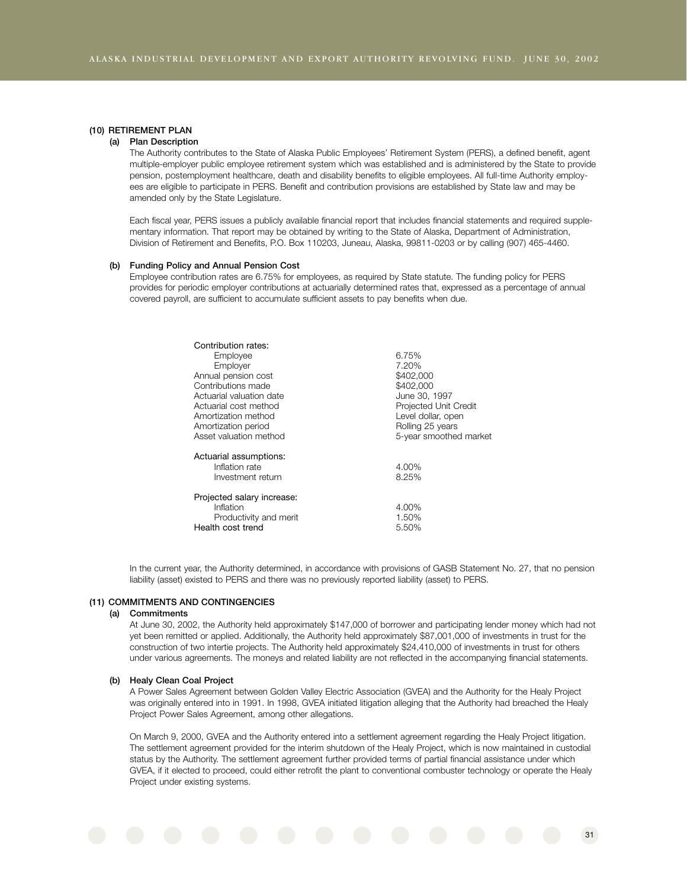### (10) RETIREMENT PLAN

#### (a) Plan Description

The Authority contributes to the State of Alaska Public Employees' Retirement System (PERS), a defined benefit, agent multiple-employer public employee retirement system which was established and is administered by the State to provide pension, postemployment healthcare, death and disability benefits to eligible employees. All full-time Authority employees are eligible to participate in PERS. Benefit and contribution provisions are established by State law and may be amended only by the State Legislature.

Each fiscal year, PERS issues a publicly available financial report that includes financial statements and required supplementary information. That report may be obtained by writing to the State of Alaska, Department of Administration, Division of Retirement and Benefits, P.O. Box 110203, Juneau, Alaska, 99811-0203 or by calling (907) 465-4460.

#### (b) Funding Policy and Annual Pension Cost

Employee contribution rates are 6.75% for employees, as required by State statute. The funding policy for PERS provides for periodic employer contributions at actuarially determined rates that, expressed as a percentage of annual covered payroll, are sufficient to accumulate sufficient assets to pay benefits when due.

| | |
|---|---|
| Contribution rates: | |
| Employee | 6.75% |
| Employer | 7.20% |
| Annual pension cost | $402,000 |
| Contributions made | $402,000 |
| Actuarial valuation date | June 30, 1997 |
| Actuarial cost method | Projected Unit Credit |
| Amortization method | Level dollar, open |
| Amortization period | Rolling 25 years |
| Asset valuation method | 5-year smoothed market |
| Actuarial assumptions: | |
| Inflation rate | 4.00% |
| Investment return | 8.25% |
| Projected salary increase: | |
| Inflation | 4.00% |
| Productivity and merit | 1.50% |
| Health cost trend | 5.50% |

In the current year, the Authority determined, in accordance with provisions of GASB Statement No. 27, that no pension liability (asset) existed to PERS and there was no previously reported liability (asset) to PERS.

### (11) COMMITMENTS AND CONTINGENCIES

#### (a) Commitments

At June 30, 2002, the Authority held approximately $147,000 of borrower and participating lender money which had not yet been remitted or applied. Additionally, the Authority held approximately $87,001,000 of investments in trust for the construction of two intertie projects. The Authority held approximately $24,410,000 of investments in trust for others under various agreements. The moneys and related liability are not reflected in the accompanying financial statements.

#### (b) Healy Clean Coal Project

A Power Sales Agreement between Golden Valley Electric Association (GVEA) and the Authority for the Healy Project was originally entered into in 1991. In 1998, GVEA initiated litigation alleging that the Authority had breached the Healy Project Power Sales Agreement, among other allegations.

On March 9, 2000, GVEA and the Authority entered into a settlement agreement regarding the Healy Project litigation. The settlement agreement provided for the interim shutdown of the Healy Project, which is now maintained in custodial status by the Authority. The settlement agreement further provided terms of partial financial assistance under which GVEA, if it elected to proceed, could either retrofit the plant to conventional combuster technology or operate the Healy Project under existing systems.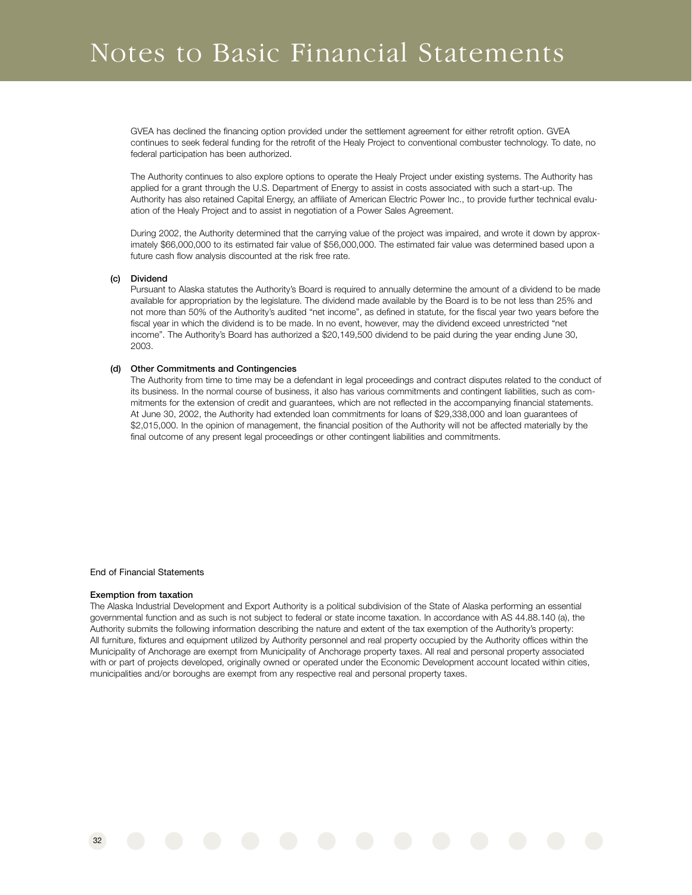GVEA has declined the financing option provided under the settlement agreement for either retrofit option. GVEA continues to seek federal funding for the retrofit of the Healy Project to conventional combuster technology. To date, no federal participation has been authorized.

The Authority continues to also explore options to operate the Healy Project under existing systems. The Authority has applied for a grant through the U.S. Department of Energy to assist in costs associated with such a start-up. The Authority has also retained Capital Energy, an affiliate of American Electric Power Inc., to provide further technical evaluation of the Healy Project and to assist in negotiation of a Power Sales Agreement.

During 2002, the Authority determined that the carrying value of the project was impaired, and wrote it down by approximately $66,000,000 to its estimated fair value of $56,000,000. The estimated fair value was determined based upon a future cash flow analysis discounted at the risk free rate.

**(c) Dividend**

Pursuant to Alaska statutes the Authority's Board is required to annually determine the amount of a dividend to be made available for appropriation by the legislature. The dividend made available by the Board is to be not less than 25% and not more than 50% of the Authority's audited "net income", as defined in statute, for the fiscal year two years before the fiscal year in which the dividend is to be made. In no event, however, may the dividend exceed unrestricted "net income". The Authority's Board has authorized a $20,149,500 dividend to be paid during the year ending June 30, 2003.

**(d) Other Commitments and Contingencies**

The Authority from time to time may be a defendant in legal proceedings and contract disputes related to the conduct of its business. In the normal course of business, it also has various commitments and contingent liabilities, such as commitments for the extension of credit and guarantees, which are not reflected in the accompanying financial statements. At June 30, 2002, the Authority had extended loan commitments for loans of $29,338,000 and loan guarantees of $2,015,000. In the opinion of management, the financial position of the Authority will not be affected materially by the final outcome of any present legal proceedings or other contingent liabilities and commitments.

End of Financial Statements

**Exemption from taxation**

The Alaska Industrial Development and Export Authority is a political subdivision of the State of Alaska performing an essential governmental function and as such is not subject to federal or state income taxation. In accordance with AS 44.88.140 (a), the Authority submits the following information describing the nature and extent of the tax exemption of the Authority's property: All furniture, fixtures and equipment utilized by Authority personnel and real property occupied by the Authority offices within the Municipality of Anchorage are exempt from Municipality of Anchorage property taxes. All real and personal property associated with or part of projects developed, originally owned or operated under the Economic Development account located within cities, municipalities and/or boroughs are exempt from any respective real and personal property taxes.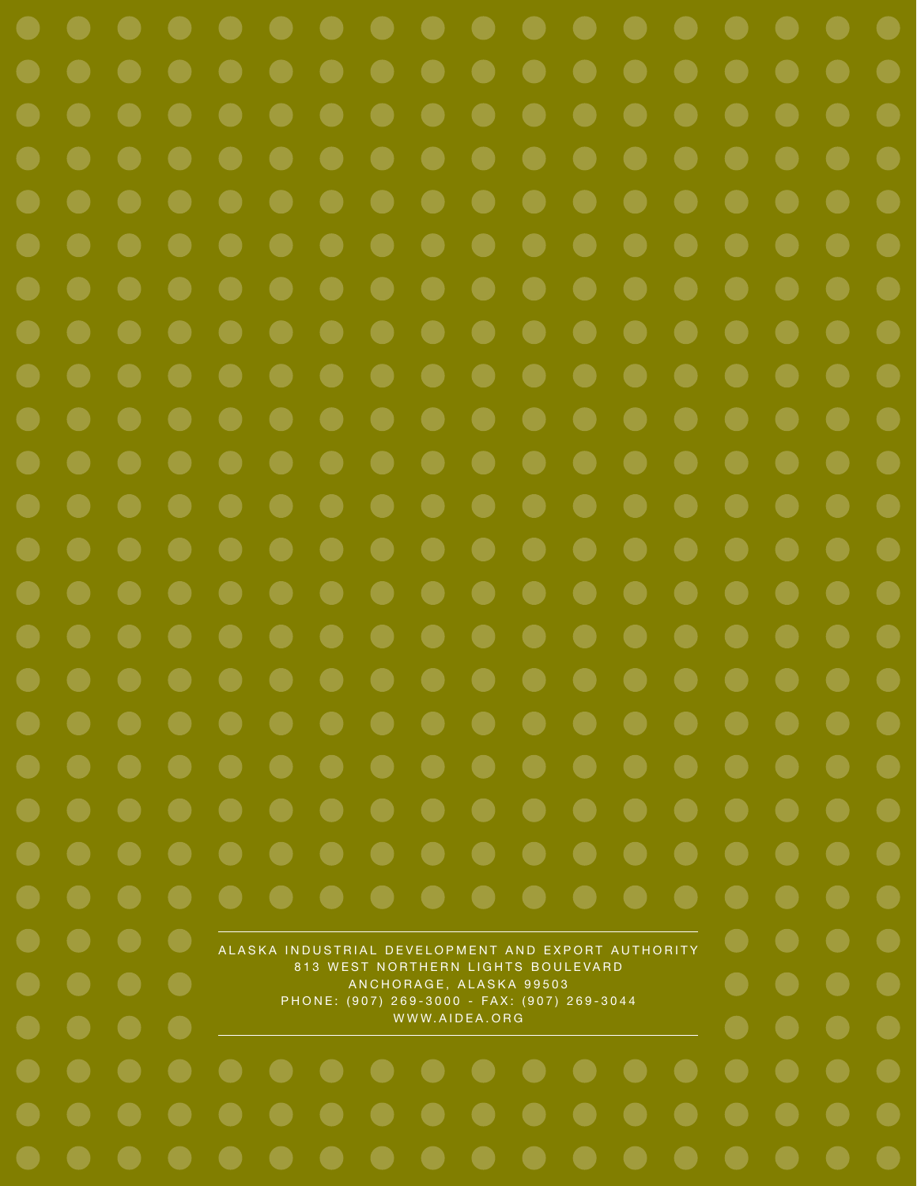ALASKA INDUSTRIAL DEVELOPMENT AND EXPORT AUTHORITY
813 WEST NORTHERN LIGHTS BOULEVARD
ANCHORAGE, ALASKA 99503
PHONE: (907) 269-3000 - FAX: (907) 269-3044
WWW.AIDEA.ORG